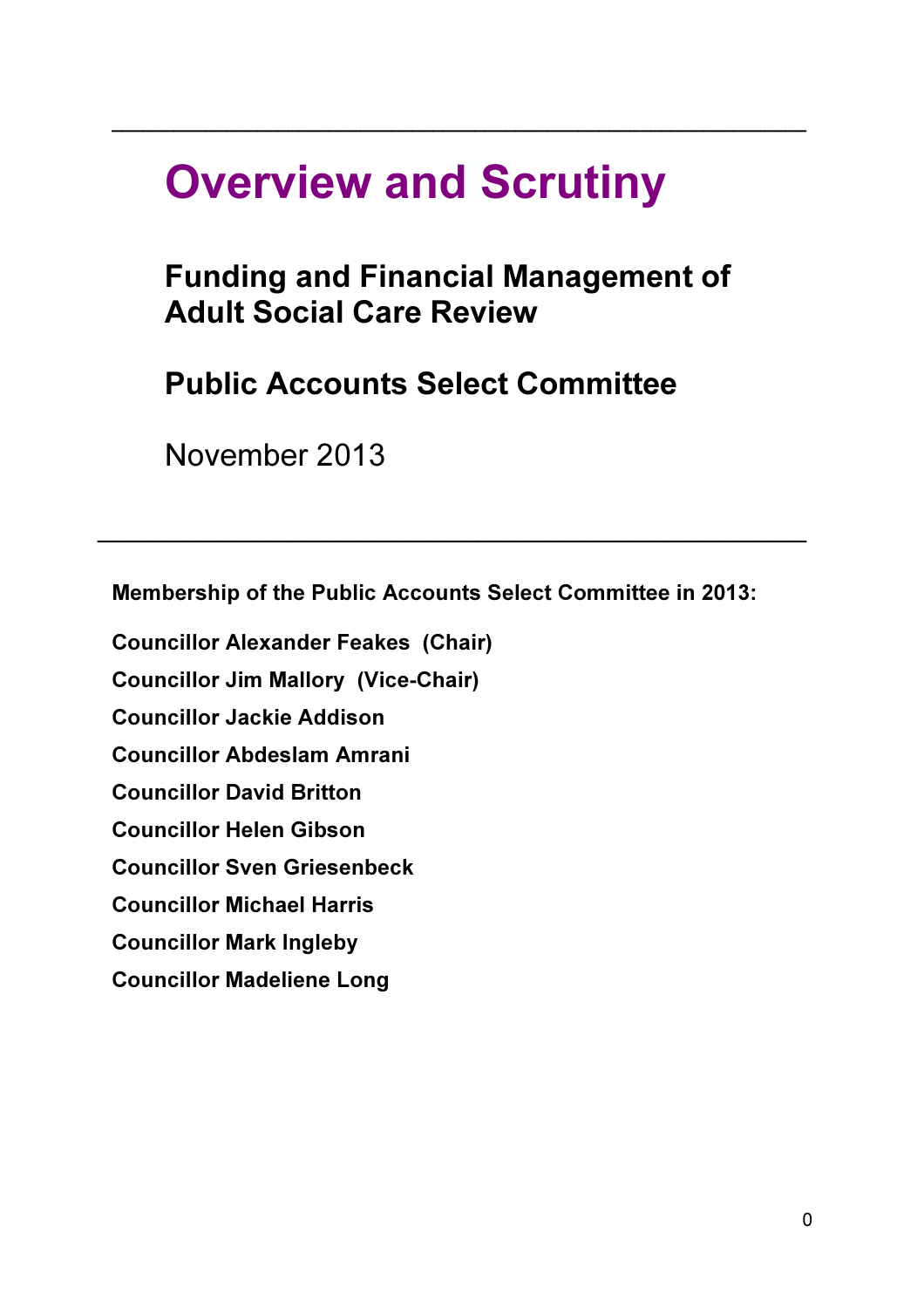# Overview and Scrutiny

## Funding and Financial Management of Adult Social Care Review

## Public Accounts Select Committee

November 2013

---

**Membership of the Public Accounts Select Committee in 2013:**

**Councillor Alexander Feakes (Chair)**

**Councillor Jim Mallory (Vice-Chair)**

**Councillor Jackie Addison**

**Councillor Abdeslam Amrani**

**Councillor David Britton**

**Councillor Helen Gibson**

**Councillor Sven Griesenbeck**

**Councillor Michael Harris**

**Councillor Mark Ingleby**

**Councillor Madeliene Long**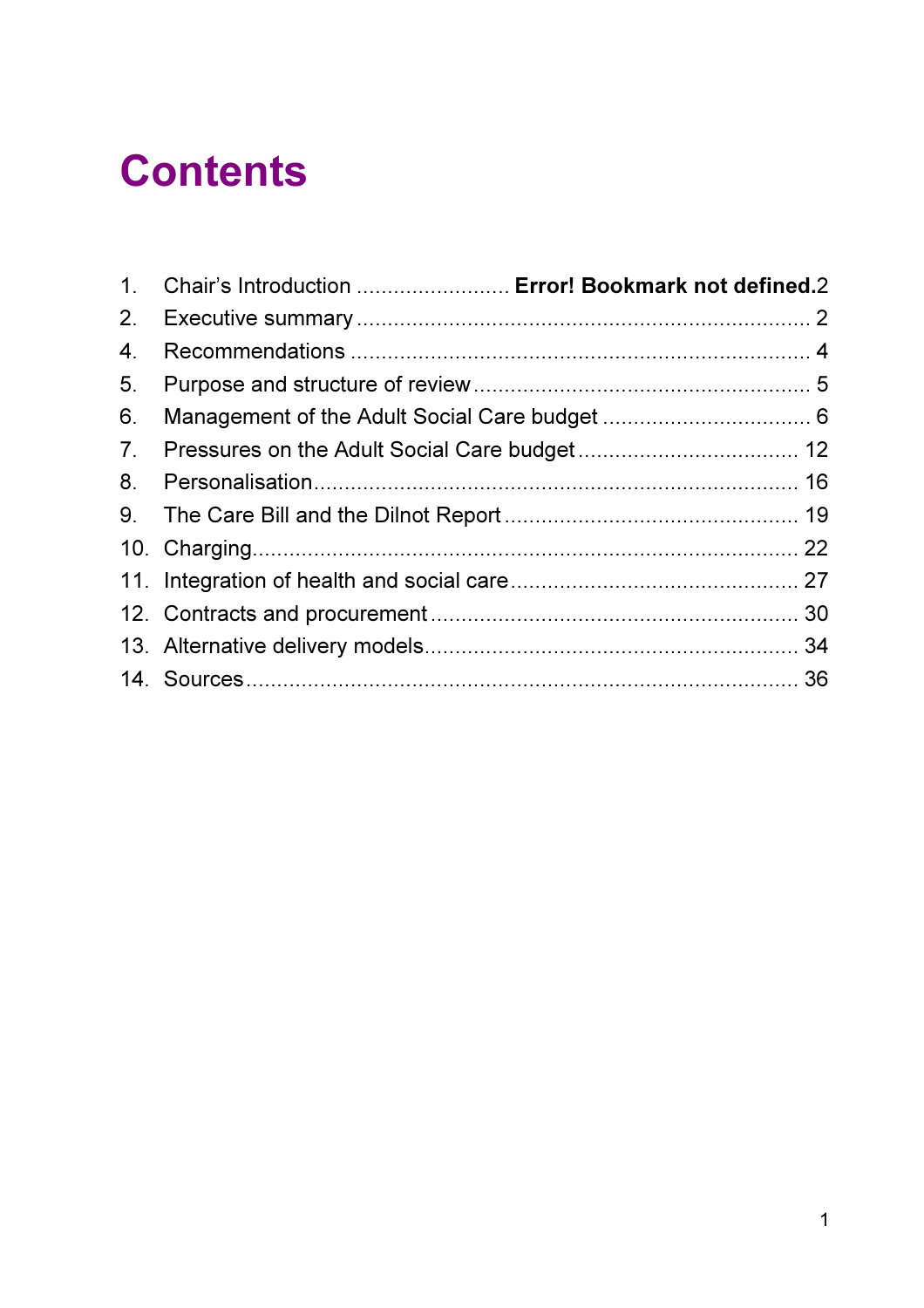# Contents

1. Chair's Introduction ......................... **Error! Bookmark not defined.**2
2. Executive summary ......................................................................... 2
4. Recommendations ........................................................................... 4
5. Purpose and structure of review ...................................................... 5
6. Management of the Adult Social Care budget .................................. 6
7. Pressures on the Adult Social Care budget .................................... 12
8. Personalisation............................................................................... 16
9. The Care Bill and the Dilnot Report ................................................ 19
10. Charging........................................................................................ 22
11. Integration of health and social care ............................................... 27
12. Contracts and procurement ............................................................ 30
13. Alternative delivery models............................................................. 34
14. Sources .......................................................................................... 36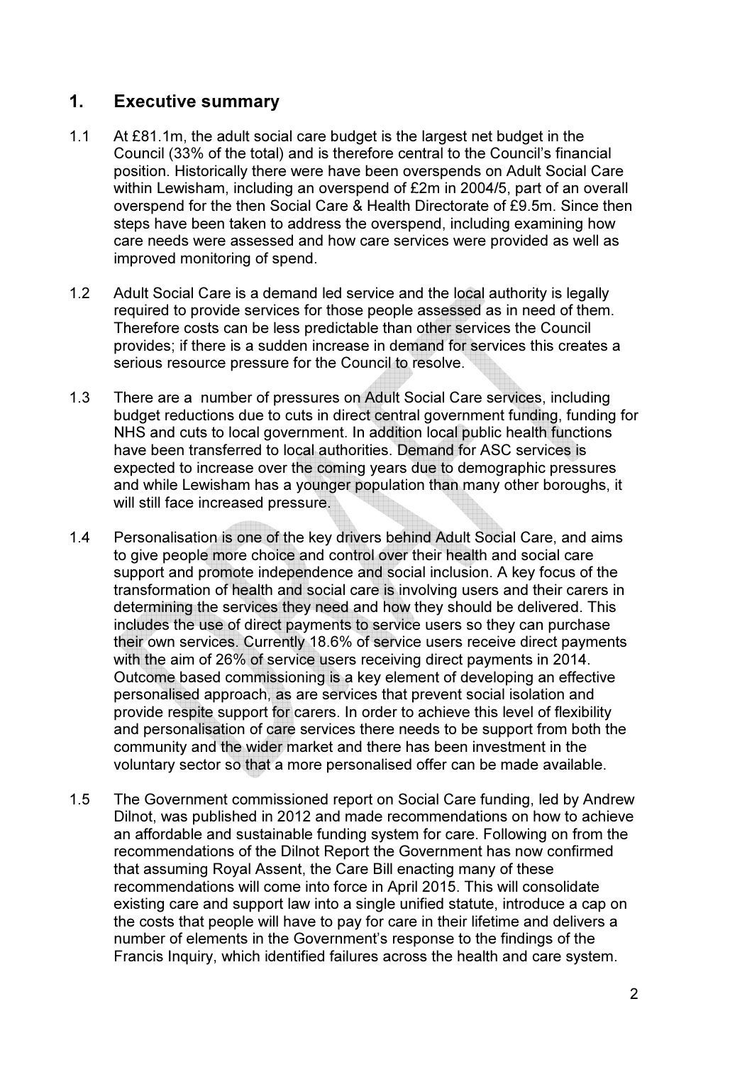## 1. Executive summary

1.1 At £81.1m, the adult social care budget is the largest net budget in the Council (33% of the total) and is therefore central to the Council's financial position. Historically there were have been overspends on Adult Social Care within Lewisham, including an overspend of £2m in 2004/5, part of an overall overspend for the then Social Care & Health Directorate of £9.5m. Since then steps have been taken to address the overspend, including examining how care needs were assessed and how care services were provided as well as improved monitoring of spend.

1.2 Adult Social Care is a demand led service and the local authority is legally required to provide services for those people assessed as in need of them. Therefore costs can be less predictable than other services the Council provides; if there is a sudden increase in demand for services this creates a serious resource pressure for the Council to resolve.

1.3 There are a number of pressures on Adult Social Care services, including budget reductions due to cuts in direct central government funding, funding for NHS and cuts to local government. In addition local public health functions have been transferred to local authorities. Demand for ASC services is expected to increase over the coming years due to demographic pressures and while Lewisham has a younger population than many other boroughs, it will still face increased pressure.

1.4 Personalisation is one of the key drivers behind Adult Social Care, and aims to give people more choice and control over their health and social care support and promote independence and social inclusion. A key focus of the transformation of health and social care is involving users and their carers in determining the services they need and how they should be delivered. This includes the use of direct payments to service users so they can purchase their own services. Currently 18.6% of service users receive direct payments with the aim of 26% of service users receiving direct payments in 2014. Outcome based commissioning is a key element of developing an effective personalised approach, as are services that prevent social isolation and provide respite support for carers. In order to achieve this level of flexibility and personalisation of care services there needs to be support from both the community and the wider market and there has been investment in the voluntary sector so that a more personalised offer can be made available.

1.5 The Government commissioned report on Social Care funding, led by Andrew Dilnot, was published in 2012 and made recommendations on how to achieve an affordable and sustainable funding system for care. Following on from the recommendations of the Dilnot Report the Government has now confirmed that assuming Royal Assent, the Care Bill enacting many of these recommendations will come into force in April 2015. This will consolidate existing care and support law into a single unified statute, introduce a cap on the costs that people will have to pay for care in their lifetime and delivers a number of elements in the Government's response to the findings of the Francis Inquiry, which identified failures across the health and care system.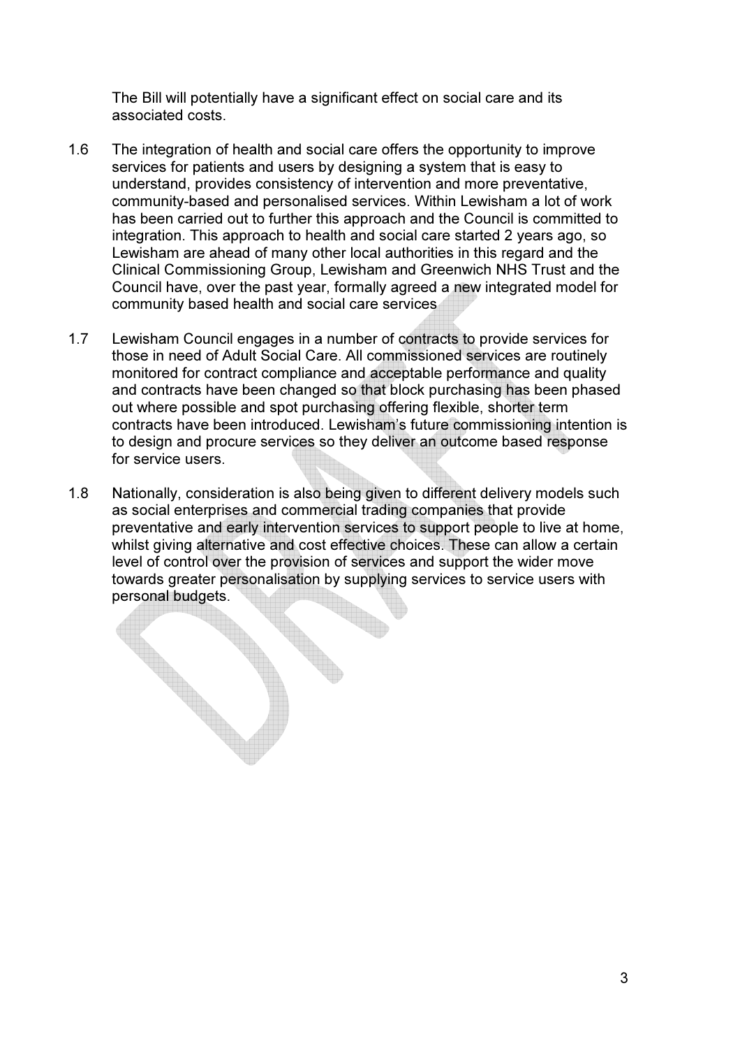The Bill will potentially have a significant effect on social care and its associated costs.

1.6 The integration of health and social care offers the opportunity to improve services for patients and users by designing a system that is easy to understand, provides consistency of intervention and more preventative, community-based and personalised services. Within Lewisham a lot of work has been carried out to further this approach and the Council is committed to integration. This approach to health and social care started 2 years ago, so Lewisham are ahead of many other local authorities in this regard and the Clinical Commissioning Group, Lewisham and Greenwich NHS Trust and the Council have, over the past year, formally agreed a new integrated model for community based health and social care services

1.7 Lewisham Council engages in a number of contracts to provide services for those in need of Adult Social Care. All commissioned services are routinely monitored for contract compliance and acceptable performance and quality and contracts have been changed so that block purchasing has been phased out where possible and spot purchasing offering flexible, shorter term contracts have been introduced. Lewisham's future commissioning intention is to design and procure services so they deliver an outcome based response for service users.

1.8 Nationally, consideration is also being given to different delivery models such as social enterprises and commercial trading companies that provide preventative and early intervention services to support people to live at home, whilst giving alternative and cost effective choices. These can allow a certain level of control over the provision of services and support the wider move towards greater personalisation by supplying services to service users with personal budgets.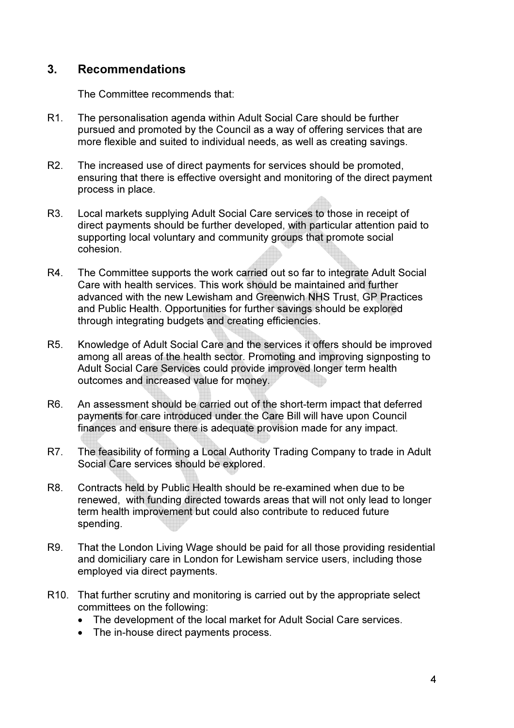## 3. Recommendations

The Committee recommends that:

R1. The personalisation agenda within Adult Social Care should be further pursued and promoted by the Council as a way of offering services that are more flexible and suited to individual needs, as well as creating savings.

R2. The increased use of direct payments for services should be promoted, ensuring that there is effective oversight and monitoring of the direct payment process in place.

R3. Local markets supplying Adult Social Care services to those in receipt of direct payments should be further developed, with particular attention paid to supporting local voluntary and community groups that promote social cohesion.

R4. The Committee supports the work carried out so far to integrate Adult Social Care with health services. This work should be maintained and further advanced with the new Lewisham and Greenwich NHS Trust, GP Practices and Public Health. Opportunities for further savings should be explored through integrating budgets and creating efficiencies.

R5. Knowledge of Adult Social Care and the services it offers should be improved among all areas of the health sector. Promoting and improving signposting to Adult Social Care Services could provide improved longer term health outcomes and increased value for money.

R6. An assessment should be carried out of the short-term impact that deferred payments for care introduced under the Care Bill will have upon Council finances and ensure there is adequate provision made for any impact.

R7. The feasibility of forming a Local Authority Trading Company to trade in Adult Social Care services should be explored.

R8. Contracts held by Public Health should be re-examined when due to be renewed, with funding directed towards areas that will not only lead to longer term health improvement but could also contribute to reduced future spending.

R9. That the London Living Wage should be paid for all those providing residential and domiciliary care in London for Lewisham service users, including those employed via direct payments.

R10. That further scrutiny and monitoring is carried out by the appropriate select committees on the following:

- The development of the local market for Adult Social Care services.
- The in-house direct payments process.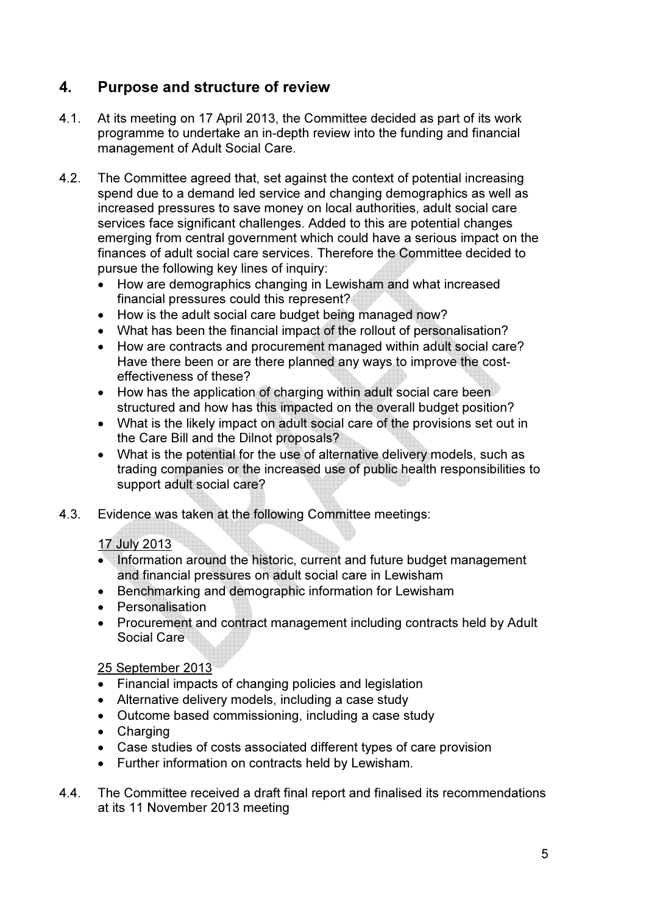## 4. Purpose and structure of review

4.1. At its meeting on 17 April 2013, the Committee decided as part of its work programme to undertake an in-depth review into the funding and financial management of Adult Social Care.

4.2. The Committee agreed that, set against the context of potential increasing spend due to a demand led service and changing demographics as well as increased pressures to save money on local authorities, adult social care services face significant challenges. Added to this are potential changes emerging from central government which could have a serious impact on the finances of adult social care services. Therefore the Committee decided to pursue the following key lines of inquiry:

- How are demographics changing in Lewisham and what increased financial pressures could this represent?
- How is the adult social care budget being managed now?
- What has been the financial impact of the rollout of personalisation?
- How are contracts and procurement managed within adult social care? Have there been or are there planned any ways to improve the cost-effectiveness of these?
- How has the application of charging within adult social care been structured and how has this impacted on the overall budget position?
- What is the likely impact on adult social care of the provisions set out in the Care Bill and the Dilnot proposals?
- What is the potential for the use of alternative delivery models, such as trading companies or the increased use of public health responsibilities to support adult social care?

4.3. Evidence was taken at the following Committee meetings:

17 July 2013

- Information around the historic, current and future budget management and financial pressures on adult social care in Lewisham
- Benchmarking and demographic information for Lewisham
- Personalisation
- Procurement and contract management including contracts held by Adult Social Care

25 September 2013

- Financial impacts of changing policies and legislation
- Alternative delivery models, including a case study
- Outcome based commissioning, including a case study
- Charging
- Case studies of costs associated different types of care provision
- Further information on contracts held by Lewisham.

4.4. The Committee received a draft final report and finalised its recommendations at its 11 November 2013 meeting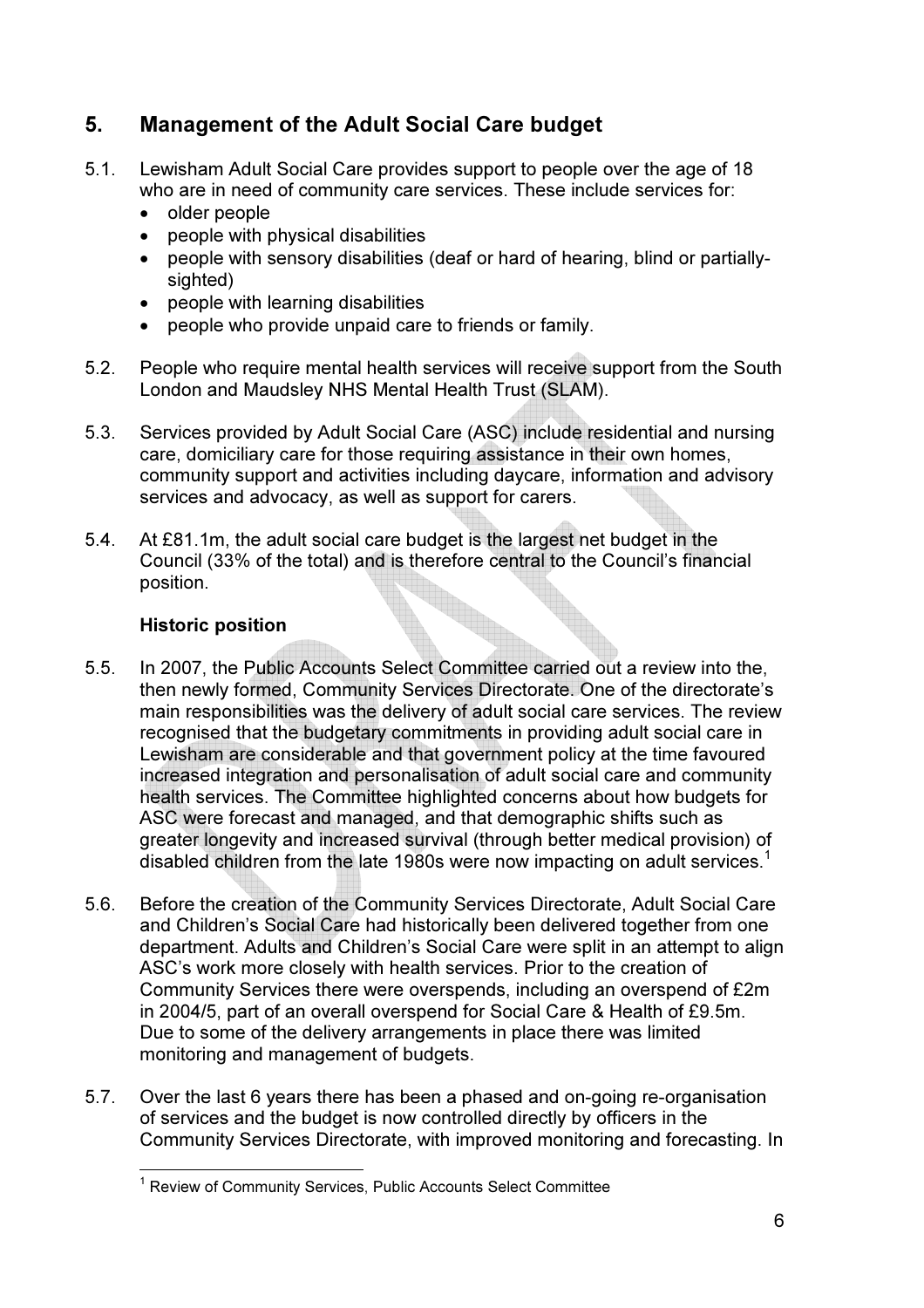## 5. Management of the Adult Social Care budget

5.1. Lewisham Adult Social Care provides support to people over the age of 18 who are in need of community care services. These include services for:

- older people
- people with physical disabilities
- people with sensory disabilities (deaf or hard of hearing, blind or partially-sighted)
- people with learning disabilities
- people who provide unpaid care to friends or family.

5.2. People who require mental health services will receive support from the South London and Maudsley NHS Mental Health Trust (SLAM).

5.3. Services provided by Adult Social Care (ASC) include residential and nursing care, domiciliary care for those requiring assistance in their own homes, community support and activities including daycare, information and advisory services and advocacy, as well as support for carers.

5.4. At £81.1m, the adult social care budget is the largest net budget in the Council (33% of the total) and is therefore central to the Council's financial position.

**Historic position**

5.5. In 2007, the Public Accounts Select Committee carried out a review into the, then newly formed, Community Services Directorate. One of the directorate's main responsibilities was the delivery of adult social care services. The review recognised that the budgetary commitments in providing adult social care in Lewisham are considerable and that government policy at the time favoured increased integration and personalisation of adult social care and community health services. The Committee highlighted concerns about how budgets for ASC were forecast and managed, and that demographic shifts such as greater longevity and increased survival (through better medical provision) of disabled children from the late 1980s were now impacting on adult services.[1]

5.6. Before the creation of the Community Services Directorate, Adult Social Care and Children's Social Care had historically been delivered together from one department. Adults and Children's Social Care were split in an attempt to align ASC's work more closely with health services. Prior to the creation of Community Services there were overspends, including an overspend of £2m in 2004/5, part of an overall overspend for Social Care & Health of £9.5m. Due to some of the delivery arrangements in place there was limited monitoring and management of budgets.

5.7. Over the last 6 years there has been a phased and on-going re-organisation of services and the budget is now controlled directly by officers in the Community Services Directorate, with improved monitoring and forecasting. In

[1] Review of Community Services, Public Accounts Select Committee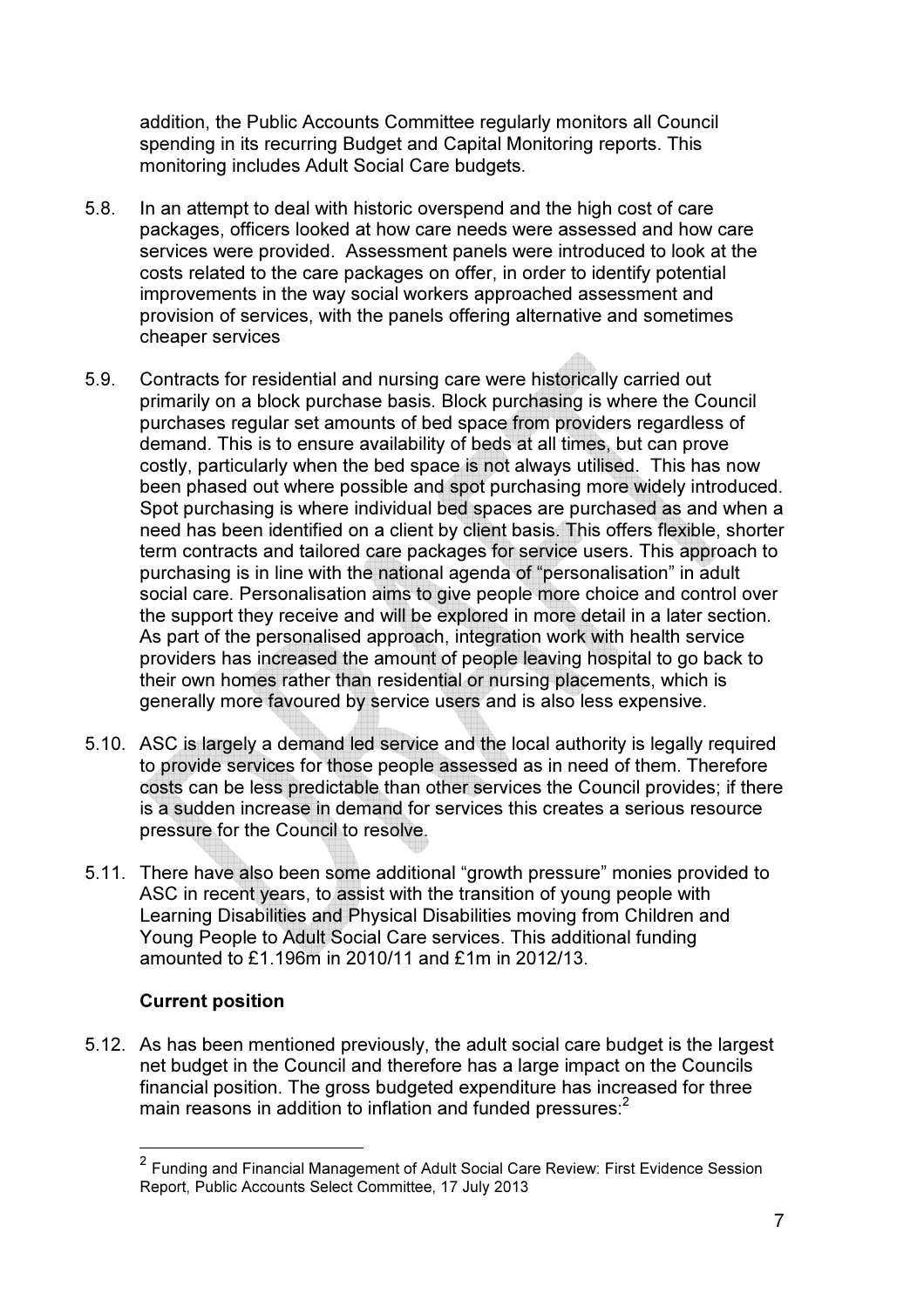addition, the Public Accounts Committee regularly monitors all Council spending in its recurring Budget and Capital Monitoring reports. This monitoring includes Adult Social Care budgets.

5.8. In an attempt to deal with historic overspend and the high cost of care packages, officers looked at how care needs were assessed and how care services were provided. Assessment panels were introduced to look at the costs related to the care packages on offer, in order to identify potential improvements in the way social workers approached assessment and provision of services, with the panels offering alternative and sometimes cheaper services

5.9. Contracts for residential and nursing care were historically carried out primarily on a block purchase basis. Block purchasing is where the Council purchases regular set amounts of bed space from providers regardless of demand. This is to ensure availability of beds at all times, but can prove costly, particularly when the bed space is not always utilised. This has now been phased out where possible and spot purchasing more widely introduced. Spot purchasing is where individual bed spaces are purchased as and when a need has been identified on a client by client basis. This offers flexible, shorter term contracts and tailored care packages for service users. This approach to purchasing is in line with the national agenda of "personalisation" in adult social care. Personalisation aims to give people more choice and control over the support they receive and will be explored in more detail in a later section. As part of the personalised approach, integration work with health service providers has increased the amount of people leaving hospital to go back to their own homes rather than residential or nursing placements, which is generally more favoured by service users and is also less expensive.

5.10. ASC is largely a demand led service and the local authority is legally required to provide services for those people assessed as in need of them. Therefore costs can be less predictable than other services the Council provides; if there is a sudden increase in demand for services this creates a serious resource pressure for the Council to resolve.

5.11. There have also been some additional "growth pressure" monies provided to ASC in recent years, to assist with the transition of young people with Learning Disabilities and Physical Disabilities moving from Children and Young People to Adult Social Care services. This additional funding amounted to £1.196m in 2010/11 and £1m in 2012/13.

**Current position**

5.12. As has been mentioned previously, the adult social care budget is the largest net budget in the Council and therefore has a large impact on the Councils financial position. The gross budgeted expenditure has increased for three main reasons in addition to inflation and funded pressures:[2]

[2] Funding and Financial Management of Adult Social Care Review: First Evidence Session Report, Public Accounts Select Committee, 17 July 2013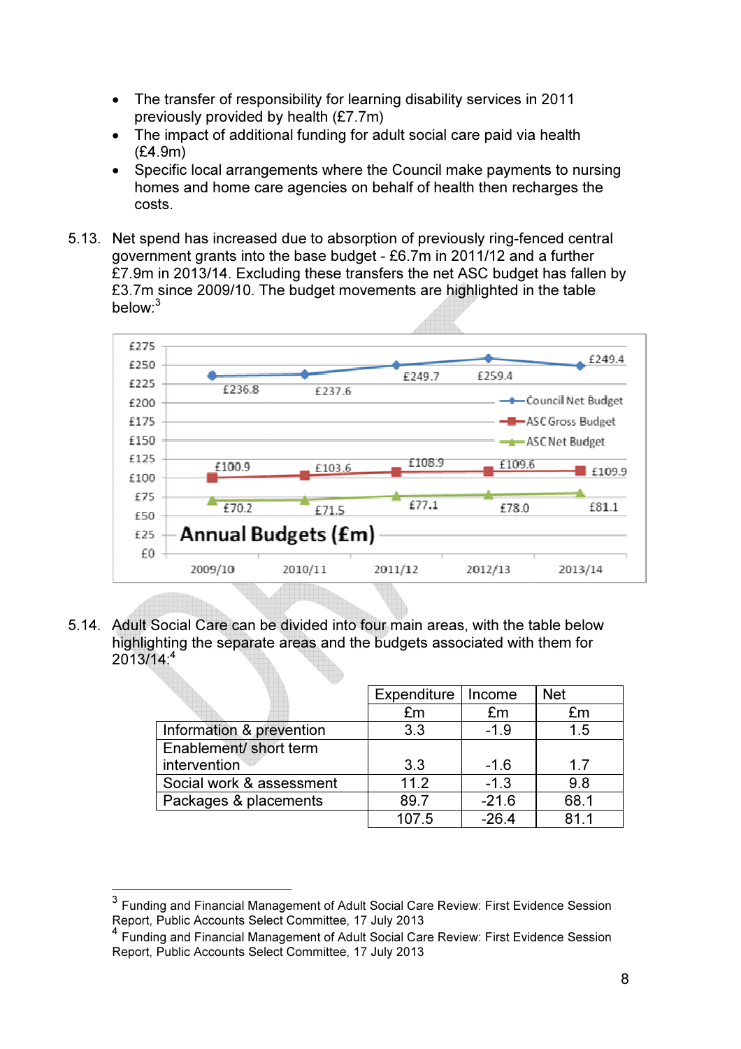- The transfer of responsibility for learning disability services in 2011 previously provided by health (£7.7m)
- The impact of additional funding for adult social care paid via health (£4.9m)
- Specific local arrangements where the Council make payments to nursing homes and home care agencies on behalf of health then recharges the costs.

5.13. Net spend has increased due to absorption of previously ring-fenced central government grants into the base budget - £6.7m in 2011/12 and a further £7.9m in 2013/14. Excluding these transfers the net ASC budget has fallen by £3.7m since 2009/10. The budget movements are highlighted in the table below:[3]

**Annual Budgets (£m)**

| | 2009/10 | 2010/11 | 2011/12 | 2012/13 | 2013/14 |
|---|---|---|---|---|---|
| Council Net Budget | £236.8 | £237.6 | £249.7 | £259.4 | £249.4 |
| ASC Gross Budget | £100.9 | £103.6 | £108.9 | £109.6 | £109.9 |
| ASC Net Budget | £70.2 | £71.5 | £77.1 | £78.0 | £81.1 |

5.14. Adult Social Care can be divided into four main areas, with the table below highlighting the separate areas and the budgets associated with them for 2013/14:[4]

| | Expenditure £m | Income £m | Net £m |
|---|---|---|---|
| Information & prevention | 3.3 | -1.9 | 1.5 |
| Enablement/ short term intervention | 3.3 | -1.6 | 1.7 |
| Social work & assessment | 11.2 | -1.3 | 9.8 |
| Packages & placements | 89.7 | -21.6 | 68.1 |
| | 107.5 | -26.4 | 81.1 |

[3] Funding and Financial Management of Adult Social Care Review: First Evidence Session Report, Public Accounts Select Committee, 17 July 2013

[4] Funding and Financial Management of Adult Social Care Review: First Evidence Session Report, Public Accounts Select Committee, 17 July 2013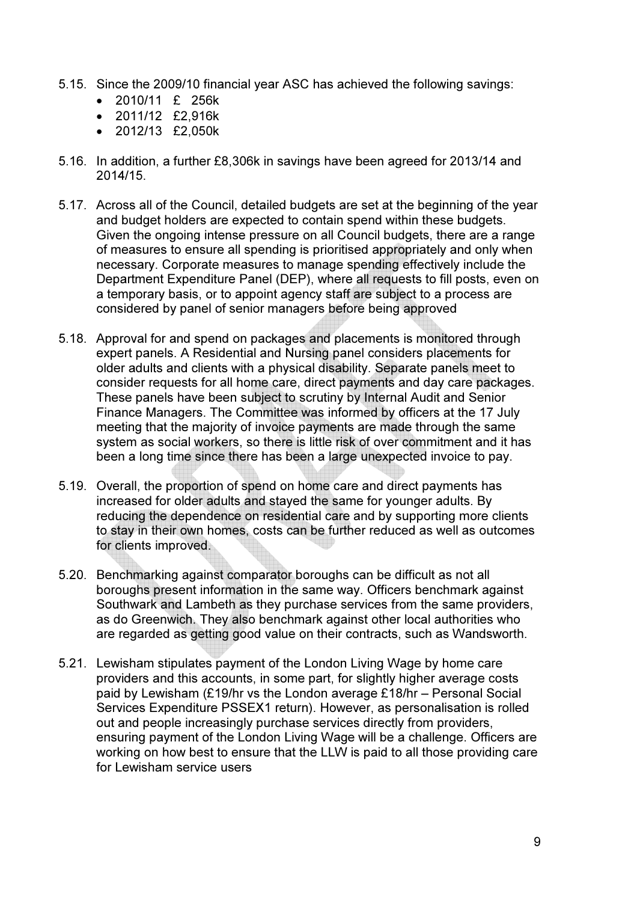5.15. Since the 2009/10 financial year ASC has achieved the following savings:

- 2010/11 £ 256k
- 2011/12 £2,916k
- 2012/13 £2,050k

5.16. In addition, a further £8,306k in savings have been agreed for 2013/14 and 2014/15.

5.17. Across all of the Council, detailed budgets are set at the beginning of the year and budget holders are expected to contain spend within these budgets. Given the ongoing intense pressure on all Council budgets, there are a range of measures to ensure all spending is prioritised appropriately and only when necessary. Corporate measures to manage spending effectively include the Department Expenditure Panel (DEP), where all requests to fill posts, even on a temporary basis, or to appoint agency staff are subject to a process are considered by panel of senior managers before being approved

5.18. Approval for and spend on packages and placements is monitored through expert panels. A Residential and Nursing panel considers placements for older adults and clients with a physical disability. Separate panels meet to consider requests for all home care, direct payments and day care packages. These panels have been subject to scrutiny by Internal Audit and Senior Finance Managers. The Committee was informed by officers at the 17 July meeting that the majority of invoice payments are made through the same system as social workers, so there is little risk of over commitment and it has been a long time since there has been a large unexpected invoice to pay.

5.19. Overall, the proportion of spend on home care and direct payments has increased for older adults and stayed the same for younger adults. By reducing the dependence on residential care and by supporting more clients to stay in their own homes, costs can be further reduced as well as outcomes for clients improved.

5.20. Benchmarking against comparator boroughs can be difficult as not all boroughs present information in the same way. Officers benchmark against Southwark and Lambeth as they purchase services from the same providers, as do Greenwich. They also benchmark against other local authorities who are regarded as getting good value on their contracts, such as Wandsworth.

5.21. Lewisham stipulates payment of the London Living Wage by home care providers and this accounts, in some part, for slightly higher average costs paid by Lewisham (£19/hr vs the London average £18/hr – Personal Social Services Expenditure PSSEX1 return). However, as personalisation is rolled out and people increasingly purchase services directly from providers, ensuring payment of the London Living Wage will be a challenge. Officers are working on how best to ensure that the LLW is paid to all those providing care for Lewisham service users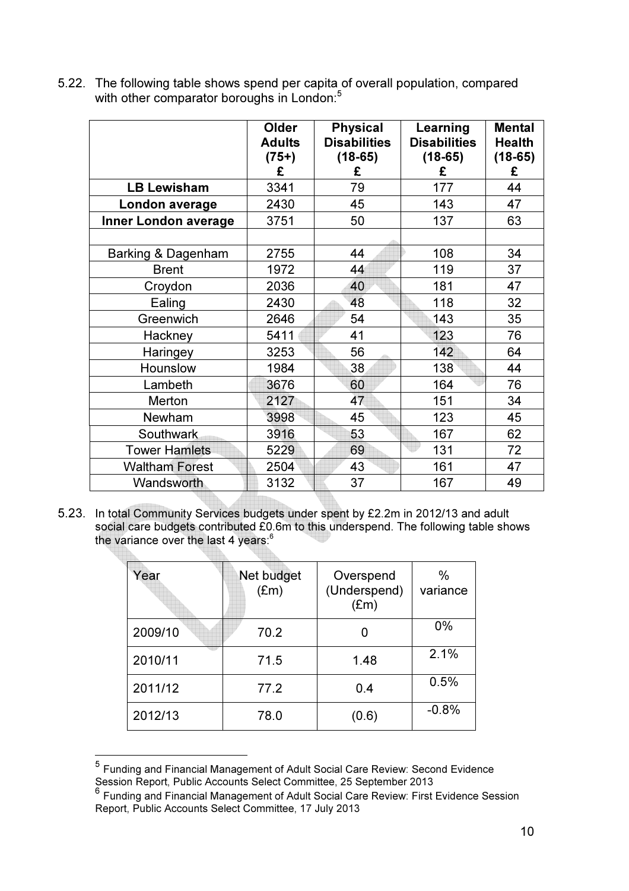5.22. The following table shows spend per capita of overall population, compared with other comparator boroughs in London:[5]

| | Older Adults (75+) £ | Physical Disabilities (18-65) £ | Learning Disabilities (18-65) £ | Mental Health (18-65) £ |
|---|---|---|---|---|
| **LB Lewisham** | 3341 | 79 | 177 | 44 |
| **London average** | 2430 | 45 | 143 | 47 |
| **Inner London average** | 3751 | 50 | 137 | 63 |
| | | | | |
| Barking & Dagenham | 2755 | 44 | 108 | 34 |
| Brent | 1972 | 44 | 119 | 37 |
| Croydon | 2036 | 40 | 181 | 47 |
| Ealing | 2430 | 48 | 118 | 32 |
| Greenwich | 2646 | 54 | 143 | 35 |
| Hackney | 5411 | 41 | 123 | 76 |
| Haringey | 3253 | 56 | 142 | 64 |
| Hounslow | 1984 | 38 | 138 | 44 |
| Lambeth | 3676 | 60 | 164 | 76 |
| Merton | 2127 | 47 | 151 | 34 |
| Newham | 3998 | 45 | 123 | 45 |
| Southwark | 3916 | 53 | 167 | 62 |
| Tower Hamlets | 5229 | 69 | 131 | 72 |
| Waltham Forest | 2504 | 43 | 161 | 47 |
| Wandsworth | 3132 | 37 | 167 | 49 |

5.23. In total Community Services budgets under spent by £2.2m in 2012/13 and adult social care budgets contributed £0.6m to this underspend. The following table shows the variance over the last 4 years:[6]

| Year | Net budget (£m) | Overspend (Underspend) (£m) | % variance |
|---|---|---|---|
| 2009/10 | 70.2 | 0 | 0% |
| 2010/11 | 71.5 | 1.48 | 2.1% |
| 2011/12 | 77.2 | 0.4 | 0.5% |
| 2012/13 | 78.0 | (0.6) | -0.8% |

[5] Funding and Financial Management of Adult Social Care Review: Second Evidence Session Report, Public Accounts Select Committee, 25 September 2013

[6] Funding and Financial Management of Adult Social Care Review: First Evidence Session Report, Public Accounts Select Committee, 17 July 2013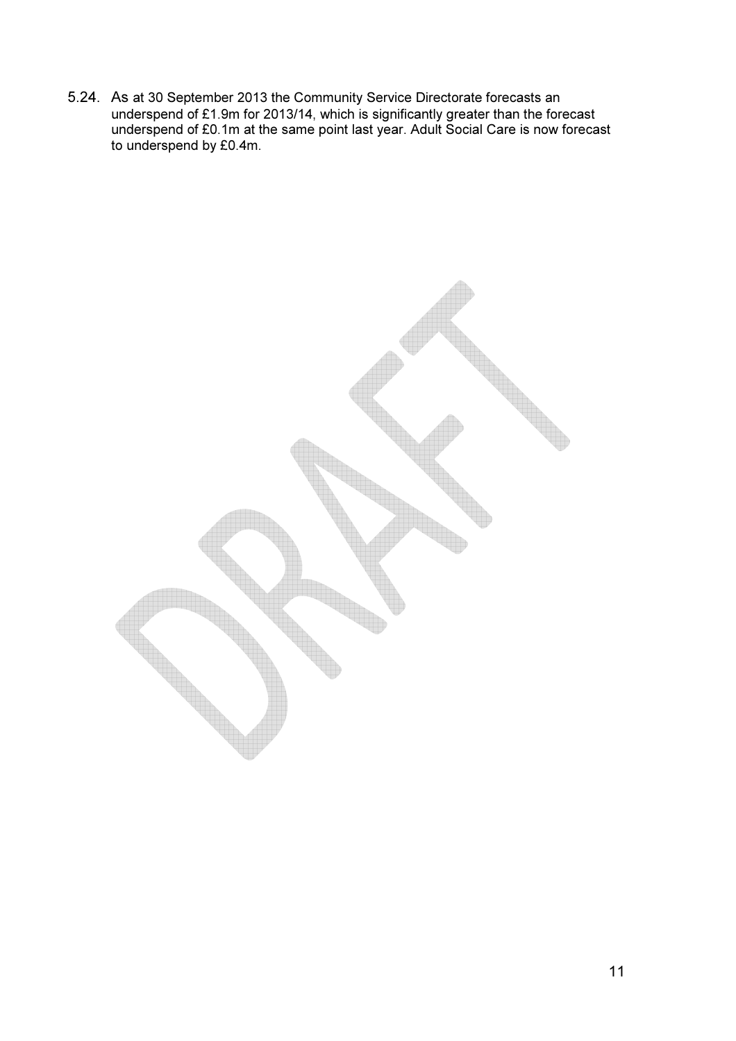5.24. As at 30 September 2013 the Community Service Directorate forecasts an underspend of £1.9m for 2013/14, which is significantly greater than the forecast underspend of £0.1m at the same point last year. Adult Social Care is now forecast to underspend by £0.4m.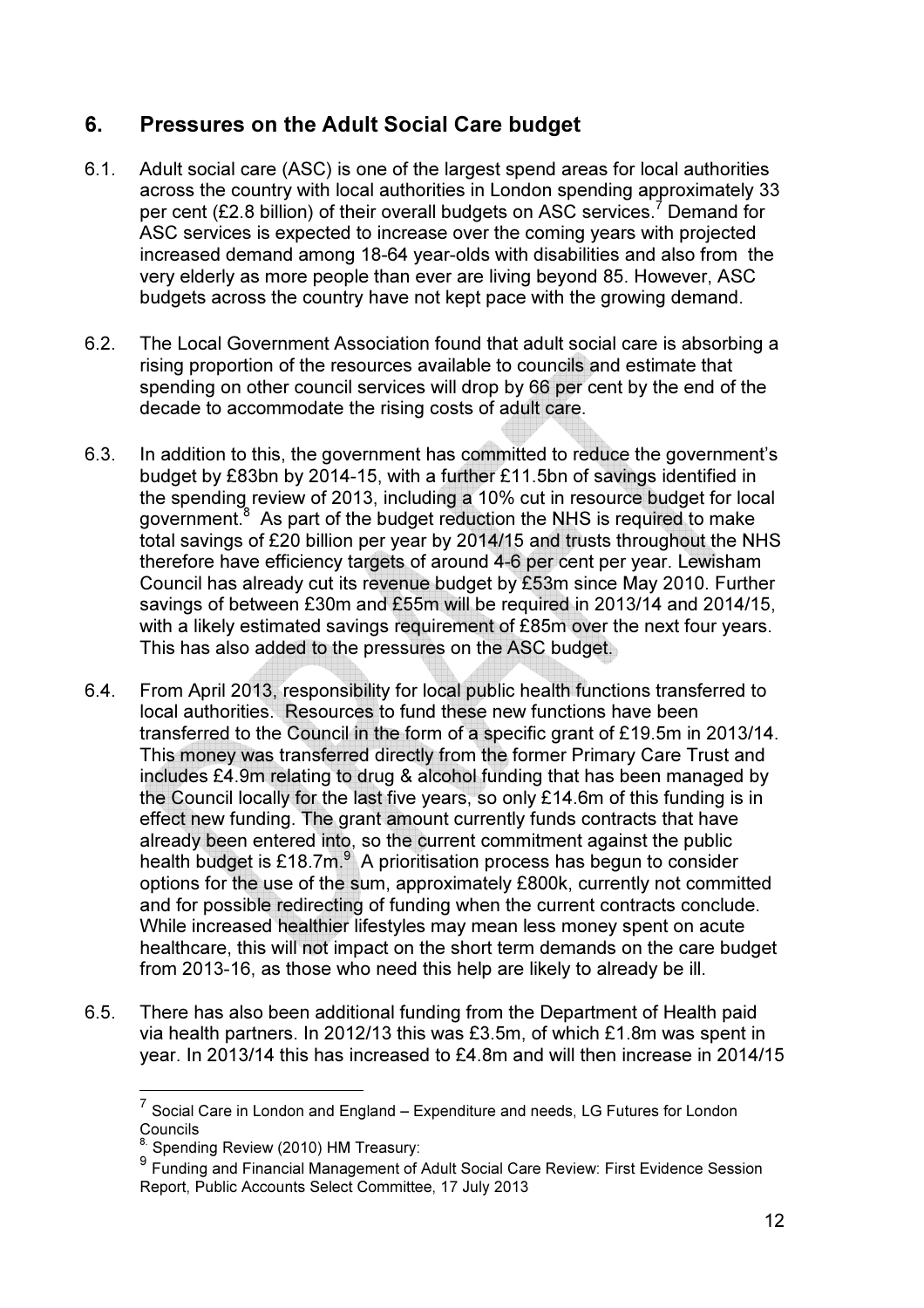## 6. Pressures on the Adult Social Care budget

6.1. Adult social care (ASC) is one of the largest spend areas for local authorities across the country with local authorities in London spending approximately 33 per cent (£2.8 billion) of their overall budgets on ASC services.[7] Demand for ASC services is expected to increase over the coming years with projected increased demand among 18-64 year-olds with disabilities and also from the very elderly as more people than ever are living beyond 85. However, ASC budgets across the country have not kept pace with the growing demand.

6.2. The Local Government Association found that adult social care is absorbing a rising proportion of the resources available to councils and estimate that spending on other council services will drop by 66 per cent by the end of the decade to accommodate the rising costs of adult care.

6.3. In addition to this, the government has committed to reduce the government's budget by £83bn by 2014-15, with a further £11.5bn of savings identified in the spending review of 2013, including a 10% cut in resource budget for local government.[8] As part of the budget reduction the NHS is required to make total savings of £20 billion per year by 2014/15 and trusts throughout the NHS therefore have efficiency targets of around 4-6 per cent per year. Lewisham Council has already cut its revenue budget by £53m since May 2010. Further savings of between £30m and £55m will be required in 2013/14 and 2014/15, with a likely estimated savings requirement of £85m over the next four years. This has also added to the pressures on the ASC budget.

6.4. From April 2013, responsibility for local public health functions transferred to local authorities. Resources to fund these new functions have been transferred to the Council in the form of a specific grant of £19.5m in 2013/14. This money was transferred directly from the former Primary Care Trust and includes £4.9m relating to drug & alcohol funding that has been managed by the Council locally for the last five years, so only £14.6m of this funding is in effect new funding. The grant amount currently funds contracts that have already been entered into, so the current commitment against the public health budget is £18.7m.[9] A prioritisation process has begun to consider options for the use of the sum, approximately £800k, currently not committed and for possible redirecting of funding when the current contracts conclude. While increased healthier lifestyles may mean less money spent on acute healthcare, this will not impact on the short term demands on the care budget from 2013-16, as those who need this help are likely to already be ill.

6.5. There has also been additional funding from the Department of Health paid via health partners. In 2012/13 this was £3.5m, of which £1.8m was spent in year. In 2013/14 this has increased to £4.8m and will then increase in 2014/15

---

[7] Social Care in London and England – Expenditure and needs, LG Futures for London Councils

[8] Spending Review (2010) HM Treasury:

[9] Funding and Financial Management of Adult Social Care Review: First Evidence Session Report, Public Accounts Select Committee, 17 July 2013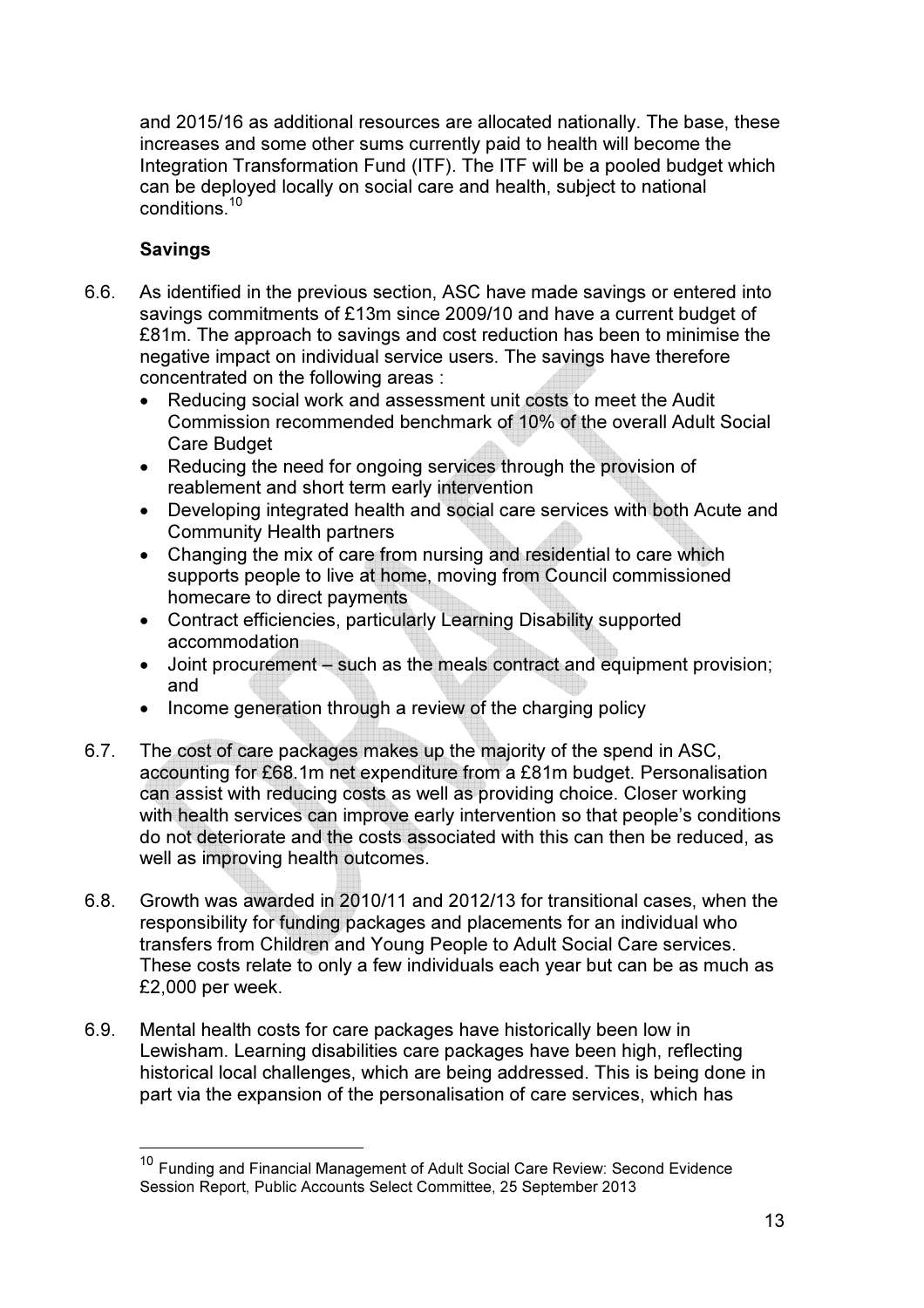and 2015/16 as additional resources are allocated nationally. The base, these increases and some other sums currently paid to health will become the Integration Transformation Fund (ITF). The ITF will be a pooled budget which can be deployed locally on social care and health, subject to national conditions.[10]

**Savings**

6.6. As identified in the previous section, ASC have made savings or entered into savings commitments of £13m since 2009/10 and have a current budget of £81m. The approach to savings and cost reduction has been to minimise the negative impact on individual service users. The savings have therefore concentrated on the following areas :

- Reducing social work and assessment unit costs to meet the Audit Commission recommended benchmark of 10% of the overall Adult Social Care Budget
- Reducing the need for ongoing services through the provision of reablement and short term early intervention
- Developing integrated health and social care services with both Acute and Community Health partners
- Changing the mix of care from nursing and residential to care which supports people to live at home, moving from Council commissioned homecare to direct payments
- Contract efficiencies, particularly Learning Disability supported accommodation
- Joint procurement – such as the meals contract and equipment provision; and
- Income generation through a review of the charging policy

6.7. The cost of care packages makes up the majority of the spend in ASC, accounting for £68.1m net expenditure from a £81m budget. Personalisation can assist with reducing costs as well as providing choice. Closer working with health services can improve early intervention so that people's conditions do not deteriorate and the costs associated with this can then be reduced, as well as improving health outcomes.

6.8. Growth was awarded in 2010/11 and 2012/13 for transitional cases, when the responsibility for funding packages and placements for an individual who transfers from Children and Young People to Adult Social Care services. These costs relate to only a few individuals each year but can be as much as £2,000 per week.

6.9. Mental health costs for care packages have historically been low in Lewisham. Learning disabilities care packages have been high, reflecting historical local challenges, which are being addressed. This is being done in part via the expansion of the personalisation of care services, which has

---

[10] Funding and Financial Management of Adult Social Care Review: Second Evidence Session Report, Public Accounts Select Committee, 25 September 2013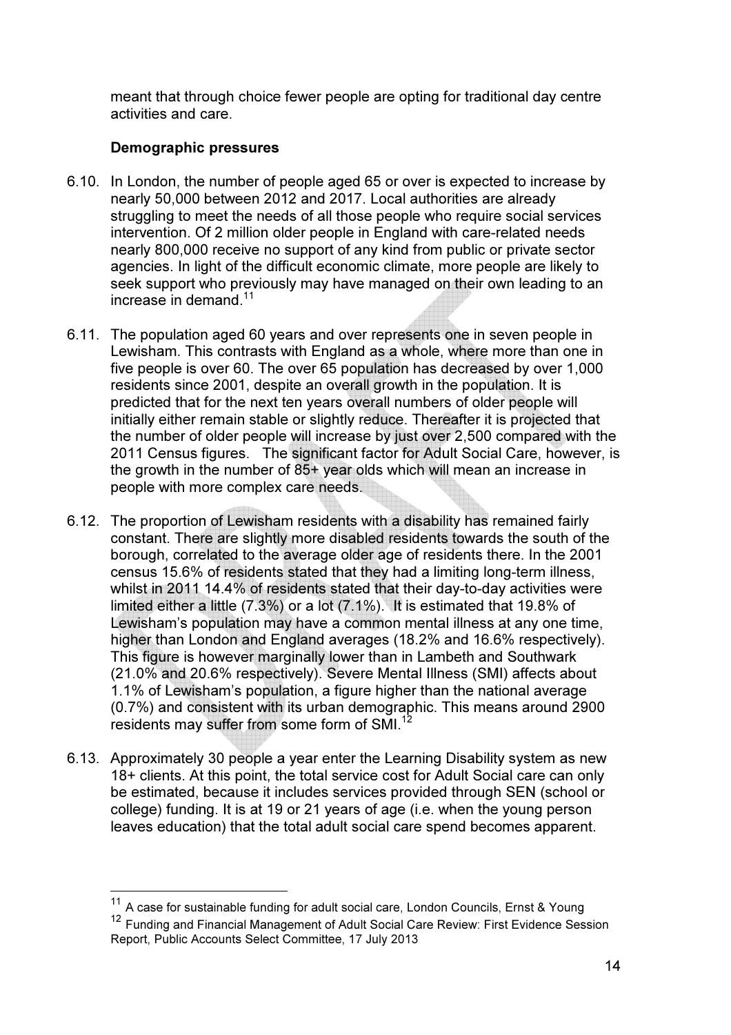meant that through choice fewer people are opting for traditional day centre activities and care.

### Demographic pressures

6.10. In London, the number of people aged 65 or over is expected to increase by nearly 50,000 between 2012 and 2017. Local authorities are already struggling to meet the needs of all those people who require social services intervention. Of 2 million older people in England with care-related needs nearly 800,000 receive no support of any kind from public or private sector agencies. In light of the difficult economic climate, more people are likely to seek support who previously may have managed on their own leading to an increase in demand.[11]

6.11. The population aged 60 years and over represents one in seven people in Lewisham. This contrasts with England as a whole, where more than one in five people is over 60. The over 65 population has decreased by over 1,000 residents since 2001, despite an overall growth in the population. It is predicted that for the next ten years overall numbers of older people will initially either remain stable or slightly reduce. Thereafter it is projected that the number of older people will increase by just over 2,500 compared with the 2011 Census figures. The significant factor for Adult Social Care, however, is the growth in the number of 85+ year olds which will mean an increase in people with more complex care needs.

6.12. The proportion of Lewisham residents with a disability has remained fairly constant. There are slightly more disabled residents towards the south of the borough, correlated to the average older age of residents there. In the 2001 census 15.6% of residents stated that they had a limiting long-term illness, whilst in 2011 14.4% of residents stated that their day-to-day activities were limited either a little (7.3%) or a lot (7.1%). It is estimated that 19.8% of Lewisham's population may have a common mental illness at any one time, higher than London and England averages (18.2% and 16.6% respectively). This figure is however marginally lower than in Lambeth and Southwark (21.0% and 20.6% respectively). Severe Mental Illness (SMI) affects about 1.1% of Lewisham's population, a figure higher than the national average (0.7%) and consistent with its urban demographic. This means around 2900 residents may suffer from some form of SMI.[12]

6.13. Approximately 30 people a year enter the Learning Disability system as new 18+ clients. At this point, the total service cost for Adult Social care can only be estimated, because it includes services provided through SEN (school or college) funding. It is at 19 or 21 years of age (i.e. when the young person leaves education) that the total adult social care spend becomes apparent.

---

[11] A case for sustainable funding for adult social care, London Councils, Ernst & Young

[12] Funding and Financial Management of Adult Social Care Review: First Evidence Session Report, Public Accounts Select Committee, 17 July 2013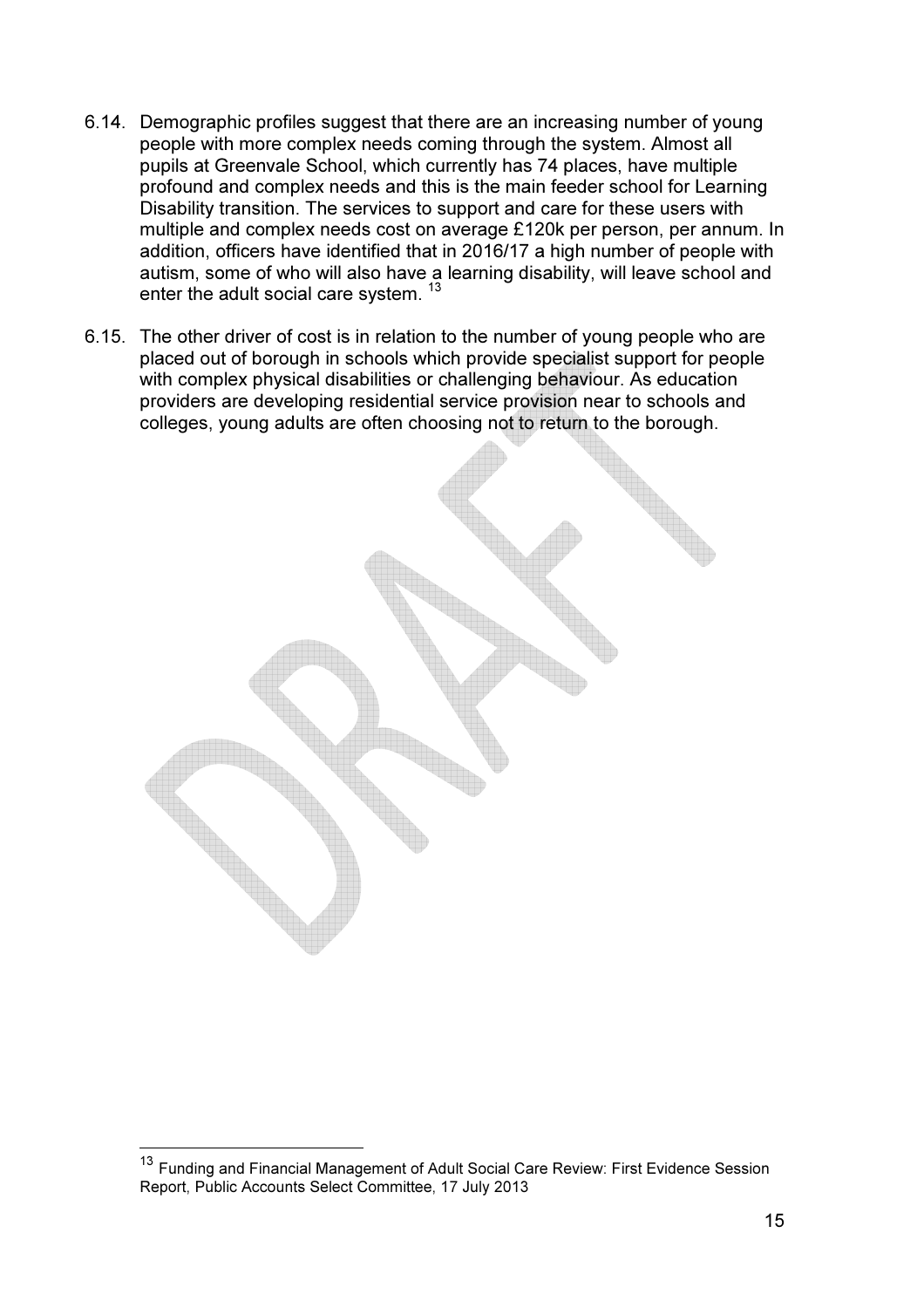6.14. Demographic profiles suggest that there are an increasing number of young people with more complex needs coming through the system. Almost all pupils at Greenvale School, which currently has 74 places, have multiple profound and complex needs and this is the main feeder school for Learning Disability transition. The services to support and care for these users with multiple and complex needs cost on average £120k per person, per annum. In addition, officers have identified that in 2016/17 a high number of people with autism, some of who will also have a learning disability, will leave school and enter the adult social care system. [13]

6.15. The other driver of cost is in relation to the number of young people who are placed out of borough in schools which provide specialist support for people with complex physical disabilities or challenging behaviour. As education providers are developing residential service provision near to schools and colleges, young adults are often choosing not to return to the borough.

---

[13] Funding and Financial Management of Adult Social Care Review: First Evidence Session Report, Public Accounts Select Committee, 17 July 2013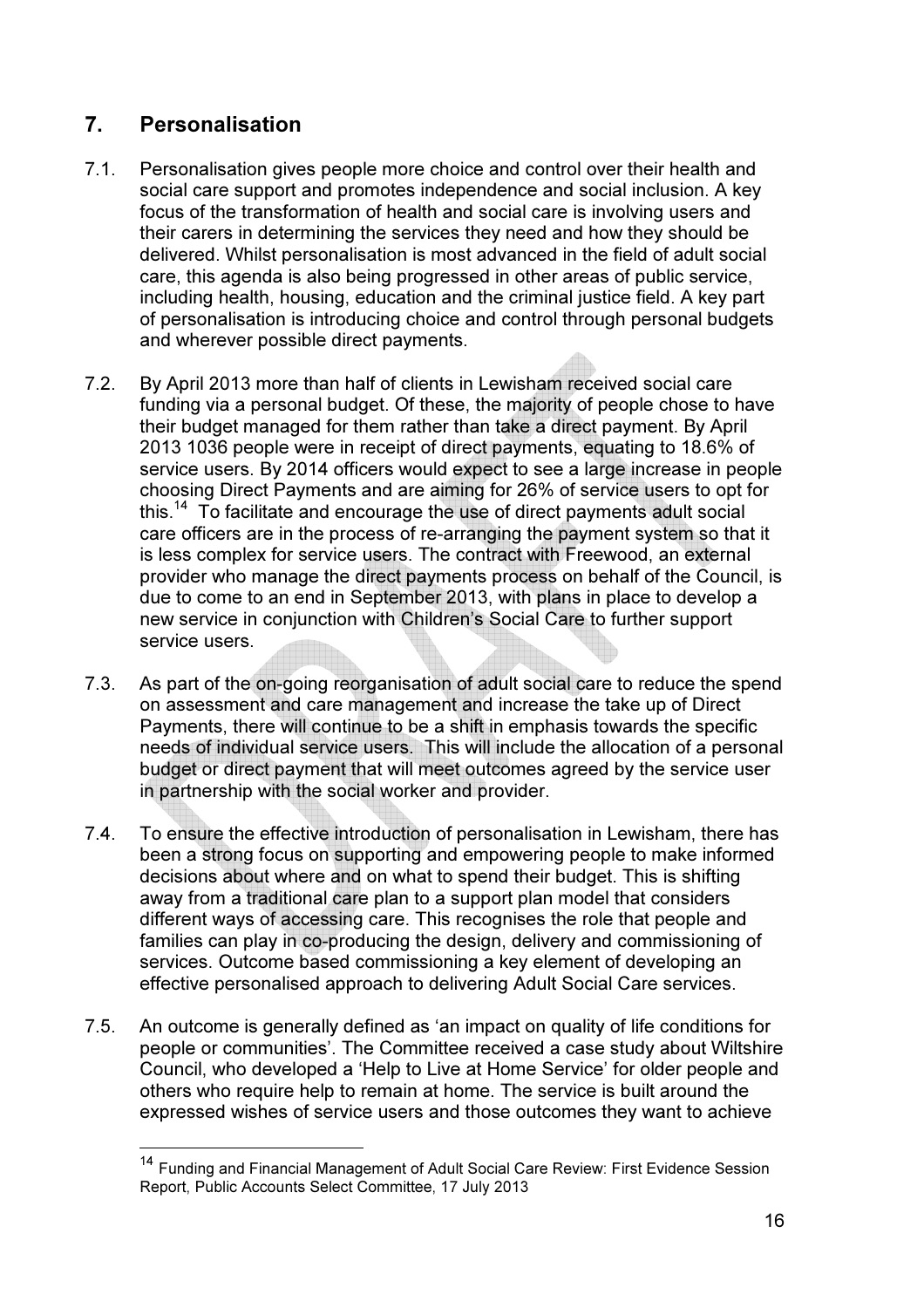## 7. Personalisation

7.1. Personalisation gives people more choice and control over their health and social care support and promotes independence and social inclusion. A key focus of the transformation of health and social care is involving users and their carers in determining the services they need and how they should be delivered. Whilst personalisation is most advanced in the field of adult social care, this agenda is also being progressed in other areas of public service, including health, housing, education and the criminal justice field. A key part of personalisation is introducing choice and control through personal budgets and wherever possible direct payments.

7.2. By April 2013 more than half of clients in Lewisham received social care funding via a personal budget. Of these, the majority of people chose to have their budget managed for them rather than take a direct payment. By April 2013 1036 people were in receipt of direct payments, equating to 18.6% of service users. By 2014 officers would expect to see a large increase in people choosing Direct Payments and are aiming for 26% of service users to opt for this.[14] To facilitate and encourage the use of direct payments adult social care officers are in the process of re-arranging the payment system so that it is less complex for service users. The contract with Freewood, an external provider who manage the direct payments process on behalf of the Council, is due to come to an end in September 2013, with plans in place to develop a new service in conjunction with Children's Social Care to further support service users.

7.3. As part of the on-going reorganisation of adult social care to reduce the spend on assessment and care management and increase the take up of Direct Payments, there will continue to be a shift in emphasis towards the specific needs of individual service users. This will include the allocation of a personal budget or direct payment that will meet outcomes agreed by the service user in partnership with the social worker and provider.

7.4. To ensure the effective introduction of personalisation in Lewisham, there has been a strong focus on supporting and empowering people to make informed decisions about where and on what to spend their budget. This is shifting away from a traditional care plan to a support plan model that considers different ways of accessing care. This recognises the role that people and families can play in co-producing the design, delivery and commissioning of services. Outcome based commissioning a key element of developing an effective personalised approach to delivering Adult Social Care services.

7.5. An outcome is generally defined as 'an impact on quality of life conditions for people or communities'. The Committee received a case study about Wiltshire Council, who developed a 'Help to Live at Home Service' for older people and others who require help to remain at home. The service is built around the expressed wishes of service users and those outcomes they want to achieve

[14] Funding and Financial Management of Adult Social Care Review: First Evidence Session Report, Public Accounts Select Committee, 17 July 2013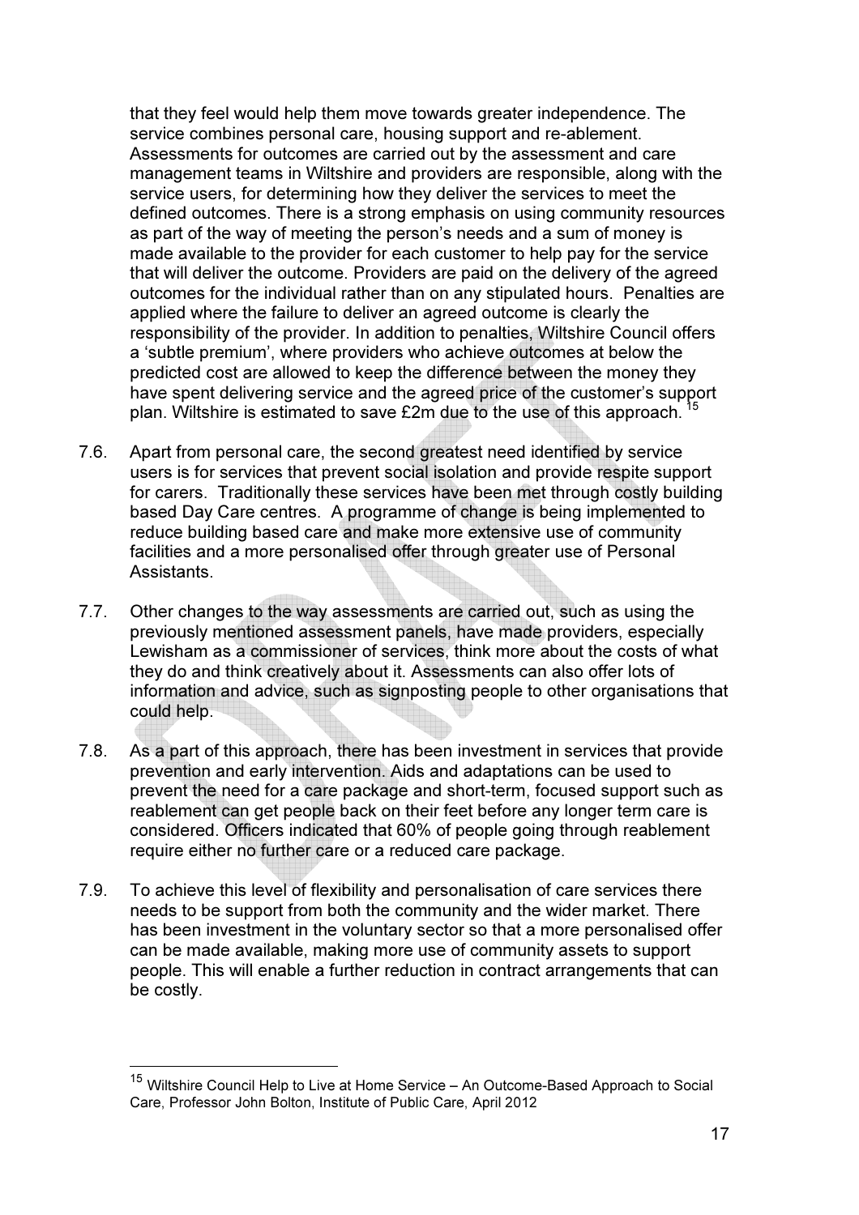that they feel would help them move towards greater independence. The service combines personal care, housing support and re-ablement. Assessments for outcomes are carried out by the assessment and care management teams in Wiltshire and providers are responsible, along with the service users, for determining how they deliver the services to meet the defined outcomes. There is a strong emphasis on using community resources as part of the way of meeting the person's needs and a sum of money is made available to the provider for each customer to help pay for the service that will deliver the outcome. Providers are paid on the delivery of the agreed outcomes for the individual rather than on any stipulated hours. Penalties are applied where the failure to deliver an agreed outcome is clearly the responsibility of the provider. In addition to penalties, Wiltshire Council offers a 'subtle premium', where providers who achieve outcomes at below the predicted cost are allowed to keep the difference between the money they have spent delivering service and the agreed price of the customer's support plan. Wiltshire is estimated to save £2m due to the use of this approach.[15]

7.6. Apart from personal care, the second greatest need identified by service users is for services that prevent social isolation and provide respite support for carers. Traditionally these services have been met through costly building based Day Care centres. A programme of change is being implemented to reduce building based care and make more extensive use of community facilities and a more personalised offer through greater use of Personal Assistants.

7.7. Other changes to the way assessments are carried out, such as using the previously mentioned assessment panels, have made providers, especially Lewisham as a commissioner of services, think more about the costs of what they do and think creatively about it. Assessments can also offer lots of information and advice, such as signposting people to other organisations that could help.

7.8. As a part of this approach, there has been investment in services that provide prevention and early intervention. Aids and adaptations can be used to prevent the need for a care package and short-term, focused support such as reablement can get people back on their feet before any longer term care is considered. Officers indicated that 60% of people going through reablement require either no further care or a reduced care package.

7.9. To achieve this level of flexibility and personalisation of care services there needs to be support from both the community and the wider market. There has been investment in the voluntary sector so that a more personalised offer can be made available, making more use of community assets to support people. This will enable a further reduction in contract arrangements that can be costly.

---

[15] Wiltshire Council Help to Live at Home Service – An Outcome-Based Approach to Social Care, Professor John Bolton, Institute of Public Care, April 2012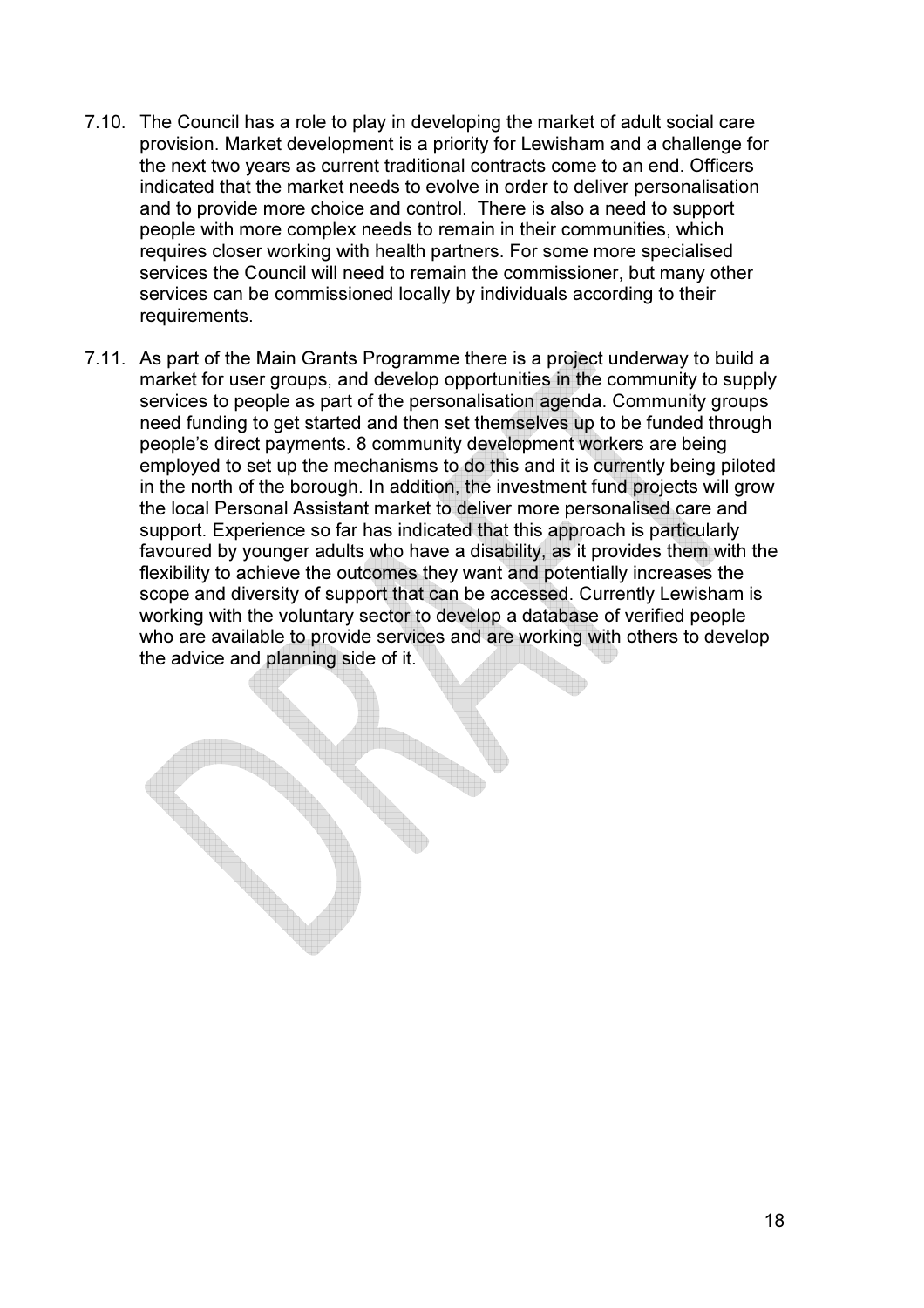7.10. The Council has a role to play in developing the market of adult social care provision. Market development is a priority for Lewisham and a challenge for the next two years as current traditional contracts come to an end. Officers indicated that the market needs to evolve in order to deliver personalisation and to provide more choice and control. There is also a need to support people with more complex needs to remain in their communities, which requires closer working with health partners. For some more specialised services the Council will need to remain the commissioner, but many other services can be commissioned locally by individuals according to their requirements.

7.11. As part of the Main Grants Programme there is a project underway to build a market for user groups, and develop opportunities in the community to supply services to people as part of the personalisation agenda. Community groups need funding to get started and then set themselves up to be funded through people's direct payments. 8 community development workers are being employed to set up the mechanisms to do this and it is currently being piloted in the north of the borough. In addition, the investment fund projects will grow the local Personal Assistant market to deliver more personalised care and support. Experience so far has indicated that this approach is particularly favoured by younger adults who have a disability, as it provides them with the flexibility to achieve the outcomes they want and potentially increases the scope and diversity of support that can be accessed. Currently Lewisham is working with the voluntary sector to develop a database of verified people who are available to provide services and are working with others to develop the advice and planning side of it.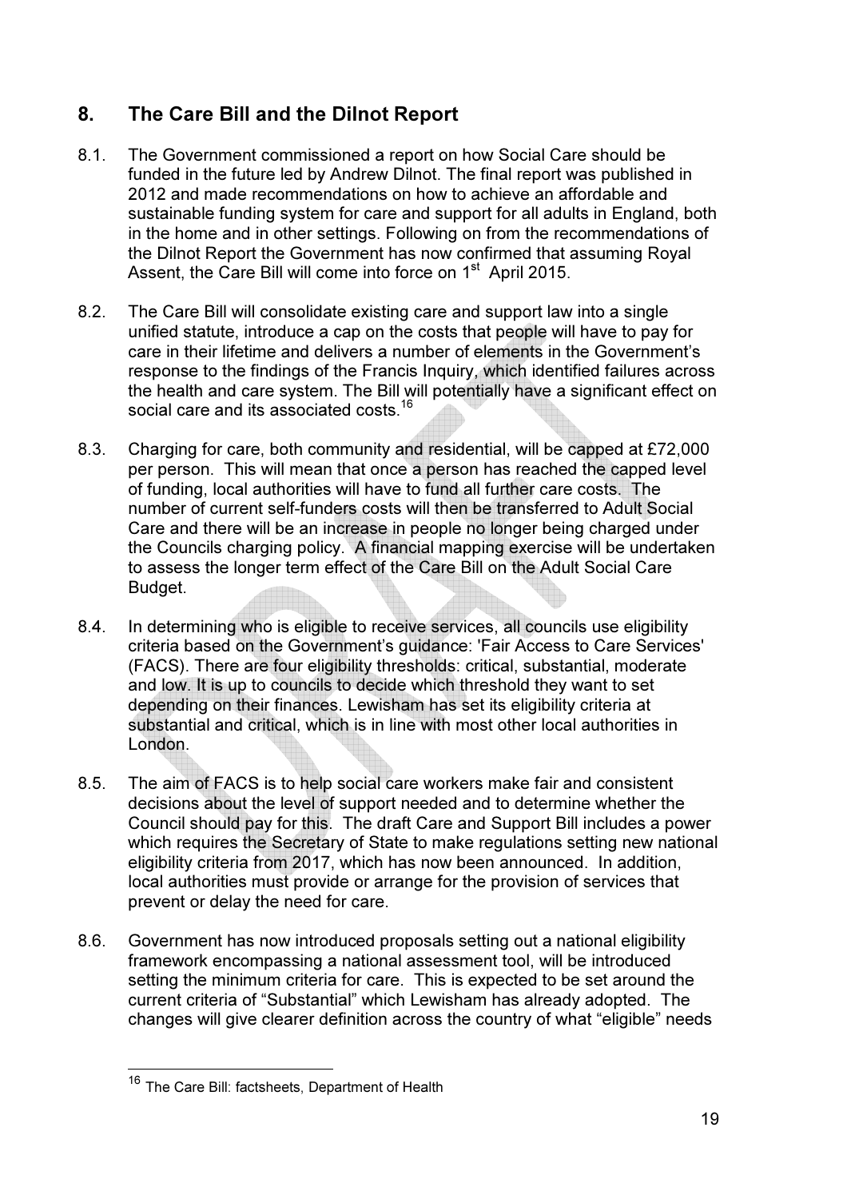## 8. The Care Bill and the Dilnot Report

8.1. The Government commissioned a report on how Social Care should be funded in the future led by Andrew Dilnot. The final report was published in 2012 and made recommendations on how to achieve an affordable and sustainable funding system for care and support for all adults in England, both in the home and in other settings. Following on from the recommendations of the Dilnot Report the Government has now confirmed that assuming Royal Assent, the Care Bill will come into force on 1st April 2015.

8.2. The Care Bill will consolidate existing care and support law into a single unified statute, introduce a cap on the costs that people will have to pay for care in their lifetime and delivers a number of elements in the Government's response to the findings of the Francis Inquiry, which identified failures across the health and care system. The Bill will potentially have a significant effect on social care and its associated costs.[16]

8.3. Charging for care, both community and residential, will be capped at £72,000 per person. This will mean that once a person has reached the capped level of funding, local authorities will have to fund all further care costs. The number of current self-funders costs will then be transferred to Adult Social Care and there will be an increase in people no longer being charged under the Councils charging policy. A financial mapping exercise will be undertaken to assess the longer term effect of the Care Bill on the Adult Social Care Budget.

8.4. In determining who is eligible to receive services, all councils use eligibility criteria based on the Government's guidance: 'Fair Access to Care Services' (FACS). There are four eligibility thresholds: critical, substantial, moderate and low. It is up to councils to decide which threshold they want to set depending on their finances. Lewisham has set its eligibility criteria at substantial and critical, which is in line with most other local authorities in London.

8.5. The aim of FACS is to help social care workers make fair and consistent decisions about the level of support needed and to determine whether the Council should pay for this. The draft Care and Support Bill includes a power which requires the Secretary of State to make regulations setting new national eligibility criteria from 2017, which has now been announced. In addition, local authorities must provide or arrange for the provision of services that prevent or delay the need for care.

8.6. Government has now introduced proposals setting out a national eligibility framework encompassing a national assessment tool, will be introduced setting the minimum criteria for care. This is expected to be set around the current criteria of "Substantial" which Lewisham has already adopted. The changes will give clearer definition across the country of what "eligible" needs

---

[16] The Care Bill: factsheets, Department of Health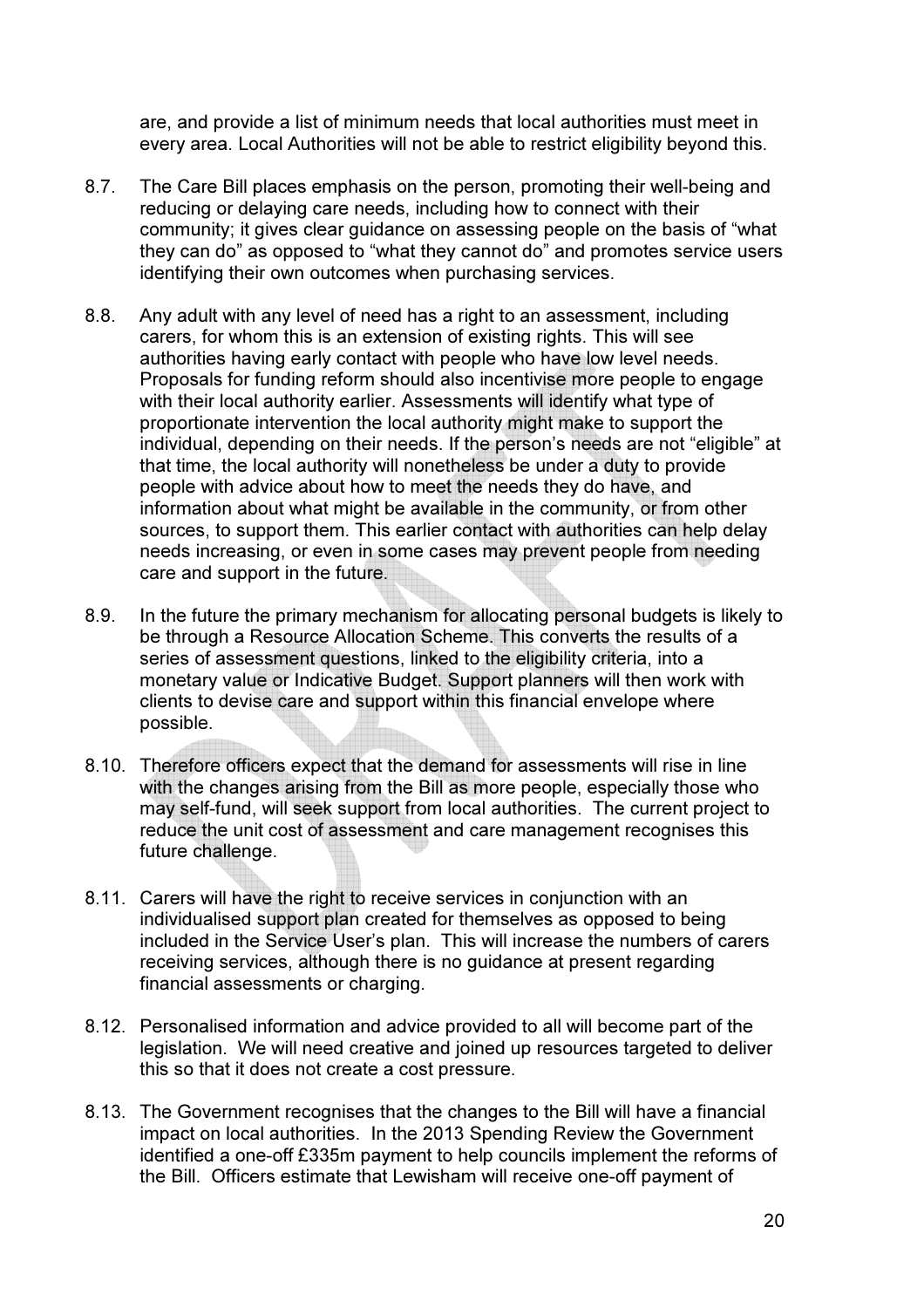are, and provide a list of minimum needs that local authorities must meet in every area. Local Authorities will not be able to restrict eligibility beyond this.

8.7. The Care Bill places emphasis on the person, promoting their well-being and reducing or delaying care needs, including how to connect with their community; it gives clear guidance on assessing people on the basis of "what they can do" as opposed to "what they cannot do" and promotes service users identifying their own outcomes when purchasing services.

8.8. Any adult with any level of need has a right to an assessment, including carers, for whom this is an extension of existing rights. This will see authorities having early contact with people who have low level needs. Proposals for funding reform should also incentivise more people to engage with their local authority earlier. Assessments will identify what type of proportionate intervention the local authority might make to support the individual, depending on their needs. If the person's needs are not "eligible" at that time, the local authority will nonetheless be under a duty to provide people with advice about how to meet the needs they do have, and information about what might be available in the community, or from other sources, to support them. This earlier contact with authorities can help delay needs increasing, or even in some cases may prevent people from needing care and support in the future.

8.9. In the future the primary mechanism for allocating personal budgets is likely to be through a Resource Allocation Scheme. This converts the results of a series of assessment questions, linked to the eligibility criteria, into a monetary value or Indicative Budget. Support planners will then work with clients to devise care and support within this financial envelope where possible.

8.10. Therefore officers expect that the demand for assessments will rise in line with the changes arising from the Bill as more people, especially those who may self-fund, will seek support from local authorities. The current project to reduce the unit cost of assessment and care management recognises this future challenge.

8.11. Carers will have the right to receive services in conjunction with an individualised support plan created for themselves as opposed to being included in the Service User's plan. This will increase the numbers of carers receiving services, although there is no guidance at present regarding financial assessments or charging.

8.12. Personalised information and advice provided to all will become part of the legislation. We will need creative and joined up resources targeted to deliver this so that it does not create a cost pressure.

8.13. The Government recognises that the changes to the Bill will have a financial impact on local authorities. In the 2013 Spending Review the Government identified a one-off £335m payment to help councils implement the reforms of the Bill. Officers estimate that Lewisham will receive one-off payment of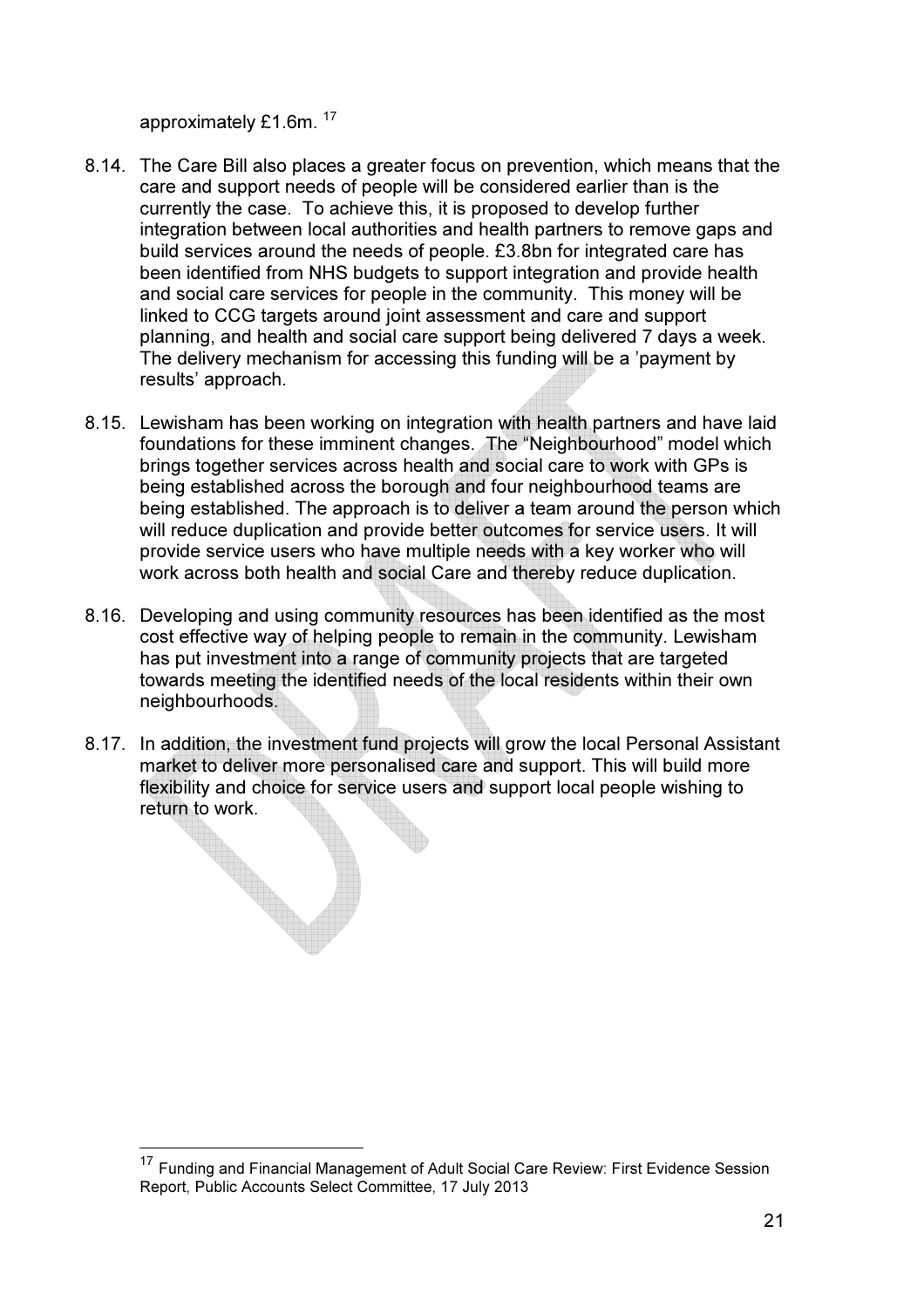approximately £1.6m. [17]

8.14. The Care Bill also places a greater focus on prevention, which means that the care and support needs of people will be considered earlier than is the currently the case. To achieve this, it is proposed to develop further integration between local authorities and health partners to remove gaps and build services around the needs of people. £3.8bn for integrated care has been identified from NHS budgets to support integration and provide health and social care services for people in the community. This money will be linked to CCG targets around joint assessment and care and support planning, and health and social care support being delivered 7 days a week. The delivery mechanism for accessing this funding will be a 'payment by results' approach.

8.15. Lewisham has been working on integration with health partners and have laid foundations for these imminent changes. The "Neighbourhood" model which brings together services across health and social care to work with GPs is being established across the borough and four neighbourhood teams are being established. The approach is to deliver a team around the person which will reduce duplication and provide better outcomes for service users. It will provide service users who have multiple needs with a key worker who will work across both health and social Care and thereby reduce duplication.

8.16. Developing and using community resources has been identified as the most cost effective way of helping people to remain in the community. Lewisham has put investment into a range of community projects that are targeted towards meeting the identified needs of the local residents within their own neighbourhoods.

8.17. In addition, the investment fund projects will grow the local Personal Assistant market to deliver more personalised care and support. This will build more flexibility and choice for service users and support local people wishing to return to work.

---

[17] Funding and Financial Management of Adult Social Care Review: First Evidence Session Report, Public Accounts Select Committee, 17 July 2013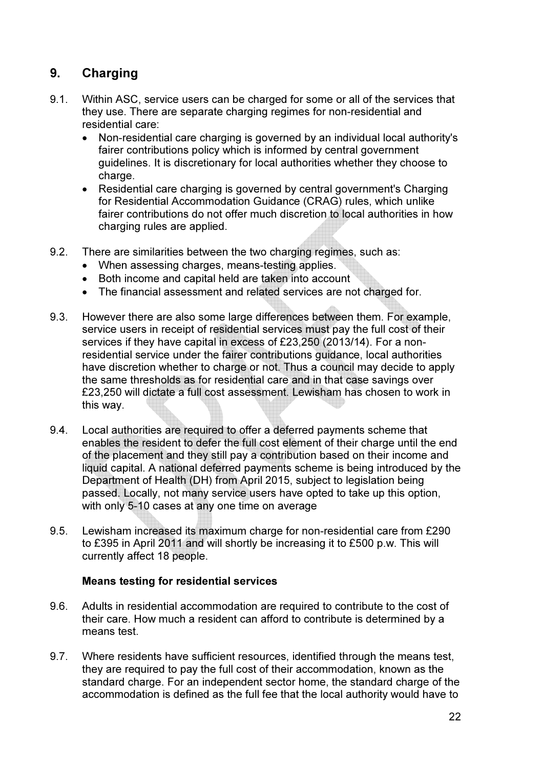## 9. Charging

9.1. Within ASC, service users can be charged for some or all of the services that they use. There are separate charging regimes for non-residential and residential care:

- Non-residential care charging is governed by an individual local authority's fairer contributions policy which is informed by central government guidelines. It is discretionary for local authorities whether they choose to charge.
- Residential care charging is governed by central government's Charging for Residential Accommodation Guidance (CRAG) rules, which unlike fairer contributions do not offer much discretion to local authorities in how charging rules are applied.

9.2. There are similarities between the two charging regimes, such as:

- When assessing charges, means-testing applies.
- Both income and capital held are taken into account
- The financial assessment and related services are not charged for.

9.3. However there are also some large differences between them. For example, service users in receipt of residential services must pay the full cost of their services if they have capital in excess of £23,250 (2013/14). For a non-residential service under the fairer contributions guidance, local authorities have discretion whether to charge or not. Thus a council may decide to apply the same thresholds as for residential care and in that case savings over £23,250 will dictate a full cost assessment. Lewisham has chosen to work in this way.

9.4. Local authorities are required to offer a deferred payments scheme that enables the resident to defer the full cost element of their charge until the end of the placement and they still pay a contribution based on their income and liquid capital. A national deferred payments scheme is being introduced by the Department of Health (DH) from April 2015, subject to legislation being passed. Locally, not many service users have opted to take up this option, with only 5-10 cases at any one time on average

9.5. Lewisham increased its maximum charge for non-residential care from £290 to £395 in April 2011 and will shortly be increasing it to £500 p.w. This will currently affect 18 people.

**Means testing for residential services**

9.6. Adults in residential accommodation are required to contribute to the cost of their care. How much a resident can afford to contribute is determined by a means test.

9.7. Where residents have sufficient resources, identified through the means test, they are required to pay the full cost of their accommodation, known as the standard charge. For an independent sector home, the standard charge of the accommodation is defined as the full fee that the local authority would have to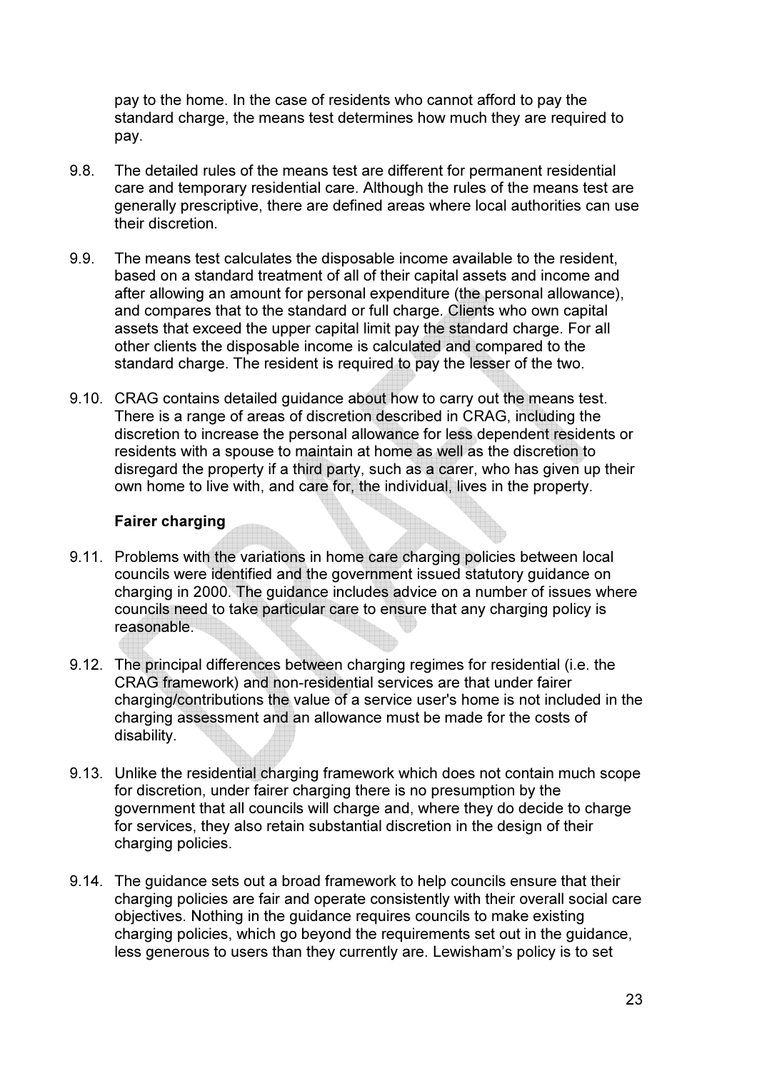pay to the home. In the case of residents who cannot afford to pay the standard charge, the means test determines how much they are required to pay.

9.8. The detailed rules of the means test are different for permanent residential care and temporary residential care. Although the rules of the means test are generally prescriptive, there are defined areas where local authorities can use their discretion.

9.9. The means test calculates the disposable income available to the resident, based on a standard treatment of all of their capital assets and income and after allowing an amount for personal expenditure (the personal allowance), and compares that to the standard or full charge. Clients who own capital assets that exceed the upper capital limit pay the standard charge. For all other clients the disposable income is calculated and compared to the standard charge. The resident is required to pay the lesser of the two.

9.10. CRAG contains detailed guidance about how to carry out the means test. There is a range of areas of discretion described in CRAG, including the discretion to increase the personal allowance for less dependent residents or residents with a spouse to maintain at home as well as the discretion to disregard the property if a third party, such as a carer, who has given up their own home to live with, and care for, the individual, lives in the property.

**Fairer charging**

9.11. Problems with the variations in home care charging policies between local councils were identified and the government issued statutory guidance on charging in 2000. The guidance includes advice on a number of issues where councils need to take particular care to ensure that any charging policy is reasonable.

9.12. The principal differences between charging regimes for residential (i.e. the CRAG framework) and non-residential services are that under fairer charging/contributions the value of a service user's home is not included in the charging assessment and an allowance must be made for the costs of disability.

9.13. Unlike the residential charging framework which does not contain much scope for discretion, under fairer charging there is no presumption by the government that all councils will charge and, where they do decide to charge for services, they also retain substantial discretion in the design of their charging policies.

9.14. The guidance sets out a broad framework to help councils ensure that their charging policies are fair and operate consistently with their overall social care objectives. Nothing in the guidance requires councils to make existing charging policies, which go beyond the requirements set out in the guidance, less generous to users than they currently are. Lewisham's policy is to set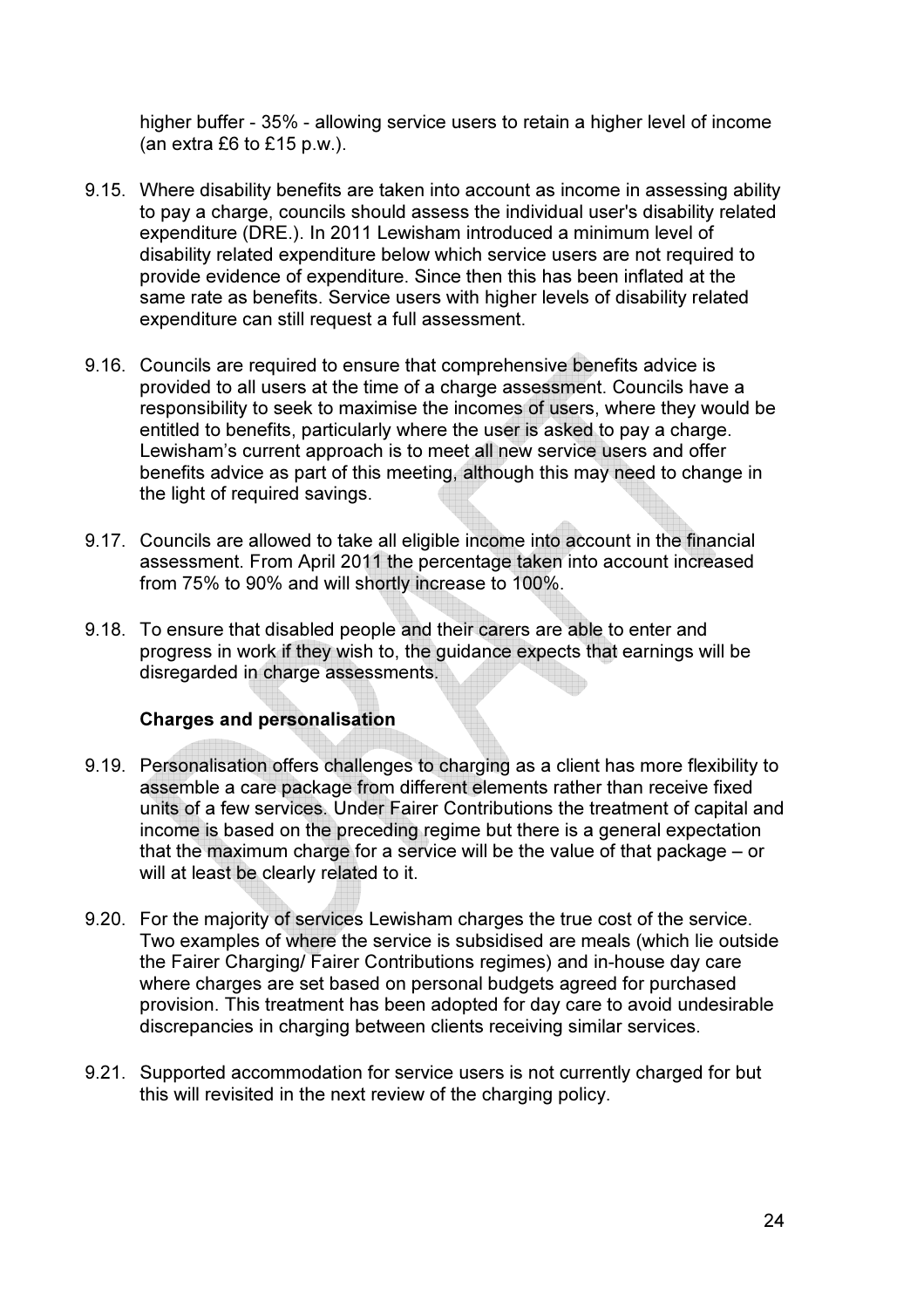higher buffer - 35% - allowing service users to retain a higher level of income (an extra £6 to £15 p.w.).

9.15. Where disability benefits are taken into account as income in assessing ability to pay a charge, councils should assess the individual user's disability related expenditure (DRE.). In 2011 Lewisham introduced a minimum level of disability related expenditure below which service users are not required to provide evidence of expenditure. Since then this has been inflated at the same rate as benefits. Service users with higher levels of disability related expenditure can still request a full assessment.

9.16. Councils are required to ensure that comprehensive benefits advice is provided to all users at the time of a charge assessment. Councils have a responsibility to seek to maximise the incomes of users, where they would be entitled to benefits, particularly where the user is asked to pay a charge. Lewisham's current approach is to meet all new service users and offer benefits advice as part of this meeting, although this may need to change in the light of required savings.

9.17. Councils are allowed to take all eligible income into account in the financial assessment. From April 2011 the percentage taken into account increased from 75% to 90% and will shortly increase to 100%.

9.18. To ensure that disabled people and their carers are able to enter and progress in work if they wish to, the guidance expects that earnings will be disregarded in charge assessments.

**Charges and personalisation**

9.19. Personalisation offers challenges to charging as a client has more flexibility to assemble a care package from different elements rather than receive fixed units of a few services. Under Fairer Contributions the treatment of capital and income is based on the preceding regime but there is a general expectation that the maximum charge for a service will be the value of that package – or will at least be clearly related to it.

9.20. For the majority of services Lewisham charges the true cost of the service. Two examples of where the service is subsidised are meals (which lie outside the Fairer Charging/ Fairer Contributions regimes) and in-house day care where charges are set based on personal budgets agreed for purchased provision. This treatment has been adopted for day care to avoid undesirable discrepancies in charging between clients receiving similar services.

9.21. Supported accommodation for service users is not currently charged for but this will revisited in the next review of the charging policy.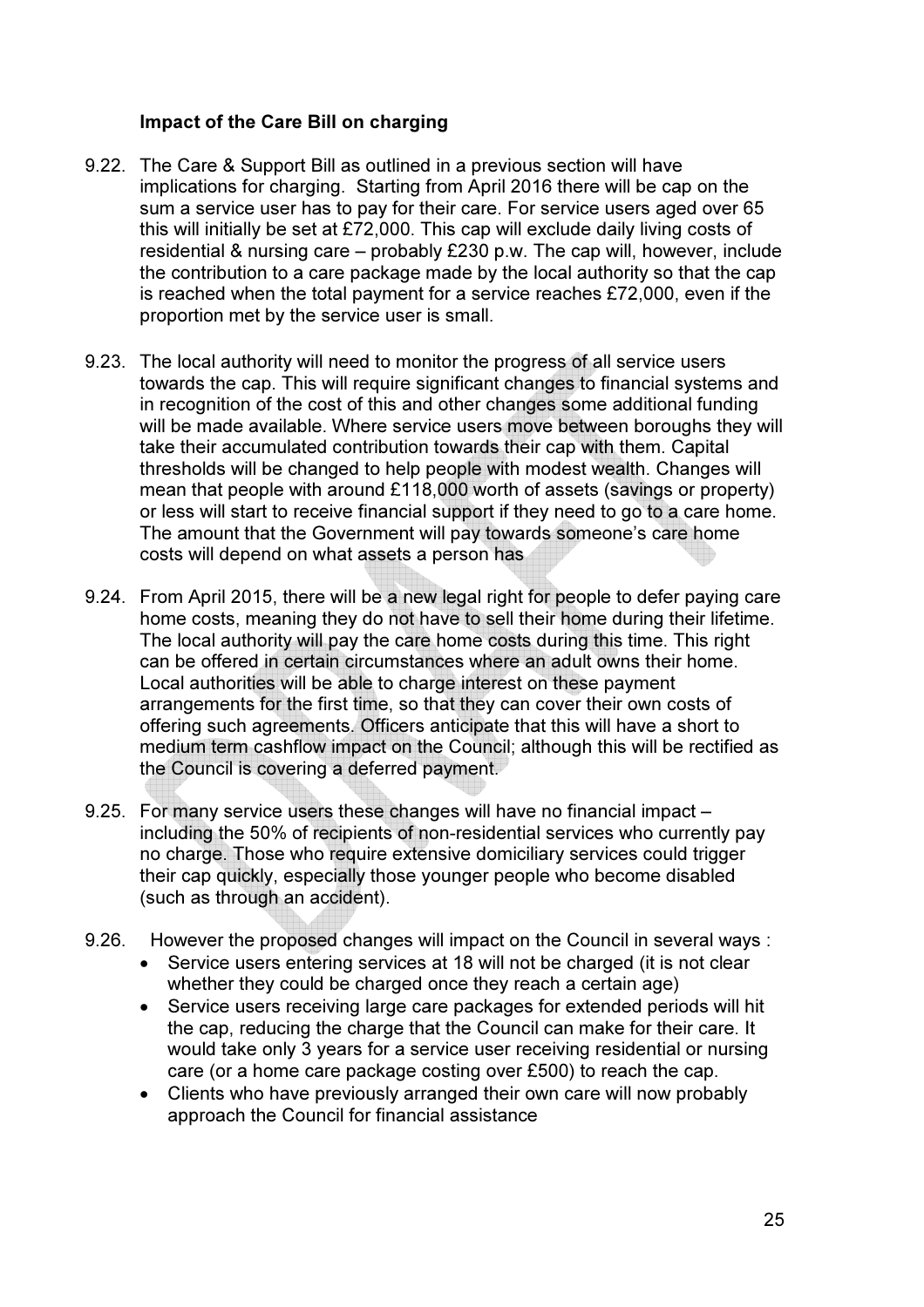### Impact of the Care Bill on charging

9.22. The Care & Support Bill as outlined in a previous section will have implications for charging. Starting from April 2016 there will be cap on the sum a service user has to pay for their care. For service users aged over 65 this will initially be set at £72,000. This cap will exclude daily living costs of residential & nursing care – probably £230 p.w. The cap will, however, include the contribution to a care package made by the local authority so that the cap is reached when the total payment for a service reaches £72,000, even if the proportion met by the service user is small.

9.23. The local authority will need to monitor the progress of all service users towards the cap. This will require significant changes to financial systems and in recognition of the cost of this and other changes some additional funding will be made available. Where service users move between boroughs they will take their accumulated contribution towards their cap with them. Capital thresholds will be changed to help people with modest wealth. Changes will mean that people with around £118,000 worth of assets (savings or property) or less will start to receive financial support if they need to go to a care home. The amount that the Government will pay towards someone's care home costs will depend on what assets a person has

9.24. From April 2015, there will be a new legal right for people to defer paying care home costs, meaning they do not have to sell their home during their lifetime. The local authority will pay the care home costs during this time. This right can be offered in certain circumstances where an adult owns their home. Local authorities will be able to charge interest on these payment arrangements for the first time, so that they can cover their own costs of offering such agreements. Officers anticipate that this will have a short to medium term cashflow impact on the Council; although this will be rectified as the Council is covering a deferred payment.

9.25. For many service users these changes will have no financial impact – including the 50% of recipients of non-residential services who currently pay no charge. Those who require extensive domiciliary services could trigger their cap quickly, especially those younger people who become disabled (such as through an accident).

9.26. However the proposed changes will impact on the Council in several ways :

- Service users entering services at 18 will not be charged (it is not clear whether they could be charged once they reach a certain age)
- Service users receiving large care packages for extended periods will hit the cap, reducing the charge that the Council can make for their care. It would take only 3 years for a service user receiving residential or nursing care (or a home care package costing over £500) to reach the cap.
- Clients who have previously arranged their own care will now probably approach the Council for financial assistance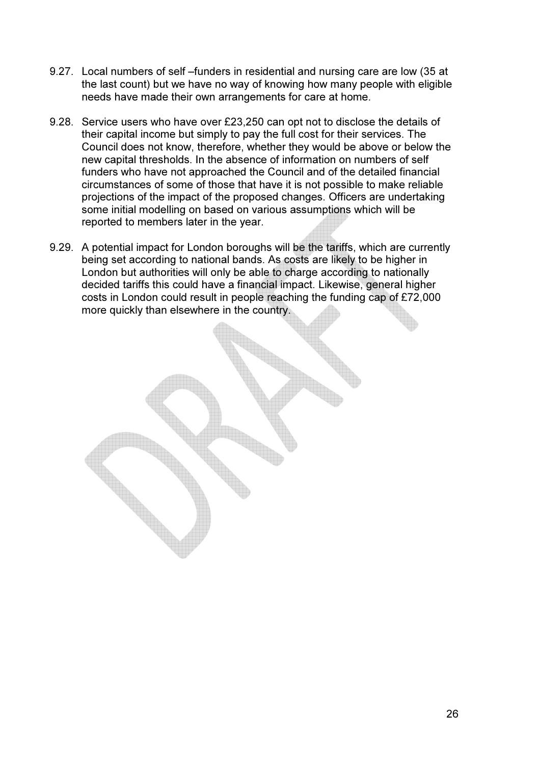9.27. Local numbers of self –funders in residential and nursing care are low (35 at the last count) but we have no way of knowing how many people with eligible needs have made their own arrangements for care at home.

9.28. Service users who have over £23,250 can opt not to disclose the details of their capital income but simply to pay the full cost for their services. The Council does not know, therefore, whether they would be above or below the new capital thresholds. In the absence of information on numbers of self funders who have not approached the Council and of the detailed financial circumstances of some of those that have it is not possible to make reliable projections of the impact of the proposed changes. Officers are undertaking some initial modelling on based on various assumptions which will be reported to members later in the year.

9.29. A potential impact for London boroughs will be the tariffs, which are currently being set according to national bands. As costs are likely to be higher in London but authorities will only be able to charge according to nationally decided tariffs this could have a financial impact. Likewise, general higher costs in London could result in people reaching the funding cap of £72,000 more quickly than elsewhere in the country.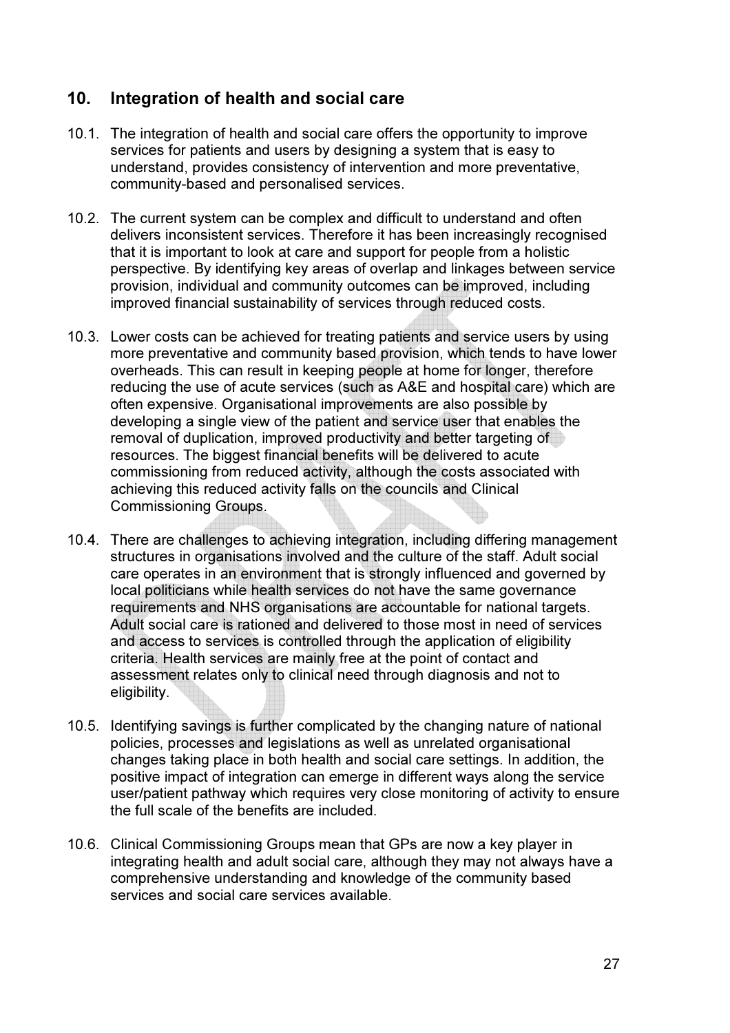## 10. Integration of health and social care

10.1. The integration of health and social care offers the opportunity to improve services for patients and users by designing a system that is easy to understand, provides consistency of intervention and more preventative, community-based and personalised services.

10.2. The current system can be complex and difficult to understand and often delivers inconsistent services. Therefore it has been increasingly recognised that it is important to look at care and support for people from a holistic perspective. By identifying key areas of overlap and linkages between service provision, individual and community outcomes can be improved, including improved financial sustainability of services through reduced costs.

10.3. Lower costs can be achieved for treating patients and service users by using more preventative and community based provision, which tends to have lower overheads. This can result in keeping people at home for longer, therefore reducing the use of acute services (such as A&E and hospital care) which are often expensive. Organisational improvements are also possible by developing a single view of the patient and service user that enables the removal of duplication, improved productivity and better targeting of resources. The biggest financial benefits will be delivered to acute commissioning from reduced activity, although the costs associated with achieving this reduced activity falls on the councils and Clinical Commissioning Groups.

10.4. There are challenges to achieving integration, including differing management structures in organisations involved and the culture of the staff. Adult social care operates in an environment that is strongly influenced and governed by local politicians while health services do not have the same governance requirements and NHS organisations are accountable for national targets. Adult social care is rationed and delivered to those most in need of services and access to services is controlled through the application of eligibility criteria. Health services are mainly free at the point of contact and assessment relates only to clinical need through diagnosis and not to eligibility.

10.5. Identifying savings is further complicated by the changing nature of national policies, processes and legislations as well as unrelated organisational changes taking place in both health and social care settings. In addition, the positive impact of integration can emerge in different ways along the service user/patient pathway which requires very close monitoring of activity to ensure the full scale of the benefits are included.

10.6. Clinical Commissioning Groups mean that GPs are now a key player in integrating health and adult social care, although they may not always have a comprehensive understanding and knowledge of the community based services and social care services available.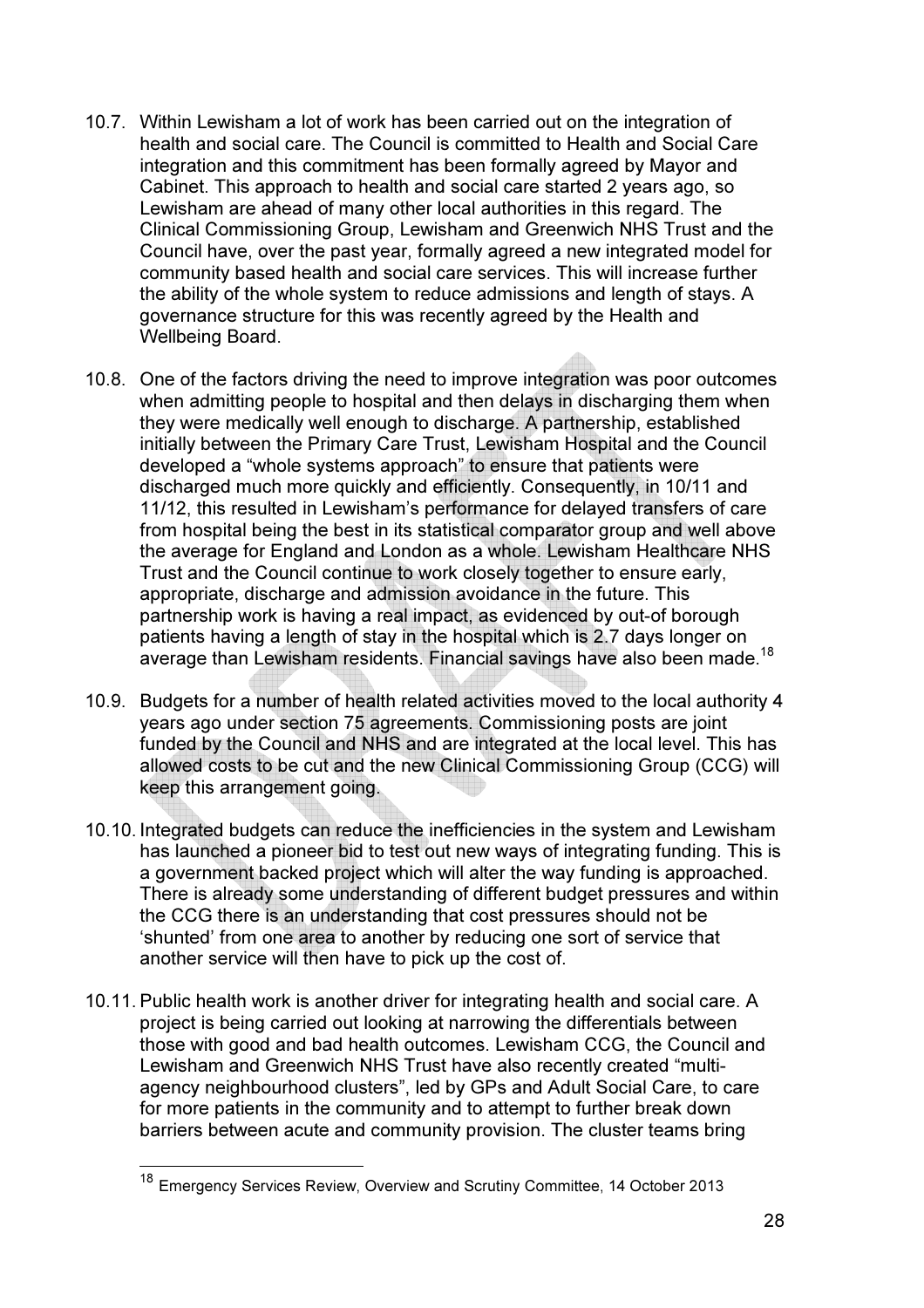10.7. Within Lewisham a lot of work has been carried out on the integration of health and social care. The Council is committed to Health and Social Care integration and this commitment has been formally agreed by Mayor and Cabinet. This approach to health and social care started 2 years ago, so Lewisham are ahead of many other local authorities in this regard. The Clinical Commissioning Group, Lewisham and Greenwich NHS Trust and the Council have, over the past year, formally agreed a new integrated model for community based health and social care services. This will increase further the ability of the whole system to reduce admissions and length of stays. A governance structure for this was recently agreed by the Health and Wellbeing Board.

10.8. One of the factors driving the need to improve integration was poor outcomes when admitting people to hospital and then delays in discharging them when they were medically well enough to discharge. A partnership, established initially between the Primary Care Trust, Lewisham Hospital and the Council developed a "whole systems approach" to ensure that patients were discharged much more quickly and efficiently. Consequently, in 10/11 and 11/12, this resulted in Lewisham's performance for delayed transfers of care from hospital being the best in its statistical comparator group and well above the average for England and London as a whole. Lewisham Healthcare NHS Trust and the Council continue to work closely together to ensure early, appropriate, discharge and admission avoidance in the future. This partnership work is having a real impact, as evidenced by out-of borough patients having a length of stay in the hospital which is 2.7 days longer on average than Lewisham residents. Financial savings have also been made.[18]

10.9. Budgets for a number of health related activities moved to the local authority 4 years ago under section 75 agreements. Commissioning posts are joint funded by the Council and NHS and are integrated at the local level. This has allowed costs to be cut and the new Clinical Commissioning Group (CCG) will keep this arrangement going.

10.10. Integrated budgets can reduce the inefficiencies in the system and Lewisham has launched a pioneer bid to test out new ways of integrating funding. This is a government backed project which will alter the way funding is approached. There is already some understanding of different budget pressures and within the CCG there is an understanding that cost pressures should not be 'shunted' from one area to another by reducing one sort of service that another service will then have to pick up the cost of.

10.11. Public health work is another driver for integrating health and social care. A project is being carried out looking at narrowing the differentials between those with good and bad health outcomes. Lewisham CCG, the Council and Lewisham and Greenwich NHS Trust have also recently created "multi-agency neighbourhood clusters", led by GPs and Adult Social Care, to care for more patients in the community and to attempt to further break down barriers between acute and community provision. The cluster teams bring

---

[18] Emergency Services Review, Overview and Scrutiny Committee, 14 October 2013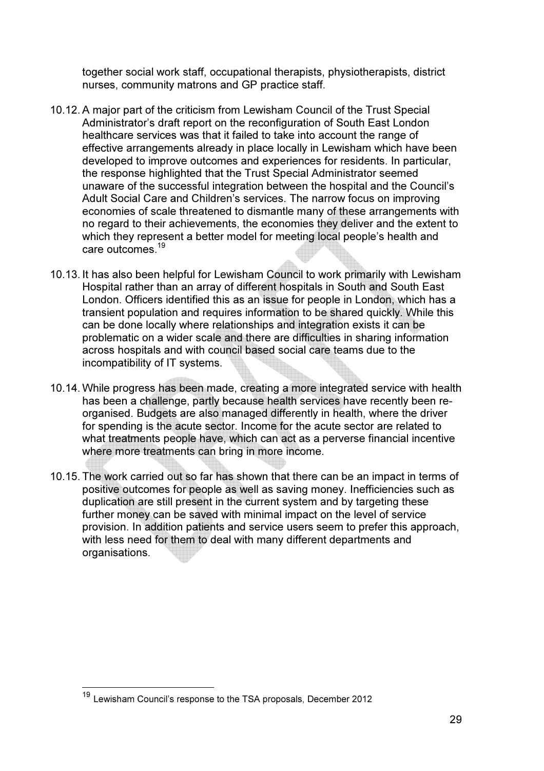together social work staff, occupational therapists, physiotherapists, district nurses, community matrons and GP practice staff.

10.12. A major part of the criticism from Lewisham Council of the Trust Special Administrator's draft report on the reconfiguration of South East London healthcare services was that it failed to take into account the range of effective arrangements already in place locally in Lewisham which have been developed to improve outcomes and experiences for residents. In particular, the response highlighted that the Trust Special Administrator seemed unaware of the successful integration between the hospital and the Council's Adult Social Care and Children's services. The narrow focus on improving economies of scale threatened to dismantle many of these arrangements with no regard to their achievements, the economies they deliver and the extent to which they represent a better model for meeting local people's health and care outcomes.[19]

10.13. It has also been helpful for Lewisham Council to work primarily with Lewisham Hospital rather than an array of different hospitals in South and South East London. Officers identified this as an issue for people in London, which has a transient population and requires information to be shared quickly. While this can be done locally where relationships and integration exists it can be problematic on a wider scale and there are difficulties in sharing information across hospitals and with council based social care teams due to the incompatibility of IT systems.

10.14. While progress has been made, creating a more integrated service with health has been a challenge, partly because health services have recently been re-organised. Budgets are also managed differently in health, where the driver for spending is the acute sector. Income for the acute sector are related to what treatments people have, which can act as a perverse financial incentive where more treatments can bring in more income.

10.15. The work carried out so far has shown that there can be an impact in terms of positive outcomes for people as well as saving money. Inefficiencies such as duplication are still present in the current system and by targeting these further money can be saved with minimal impact on the level of service provision. In addition patients and service users seem to prefer this approach, with less need for them to deal with many different departments and organisations.

---

[19] Lewisham Council's response to the TSA proposals, December 2012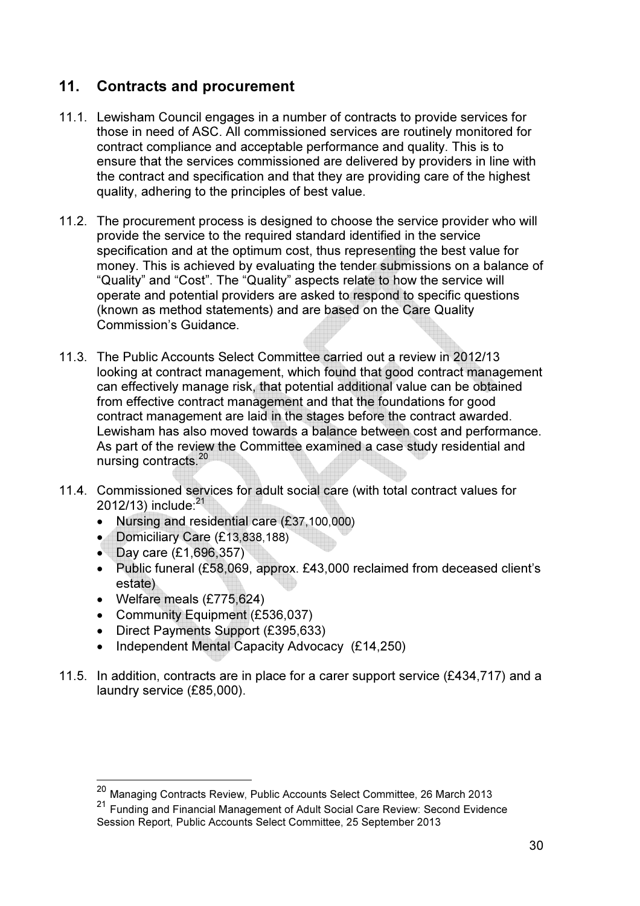## 11. Contracts and procurement

11.1. Lewisham Council engages in a number of contracts to provide services for those in need of ASC. All commissioned services are routinely monitored for contract compliance and acceptable performance and quality. This is to ensure that the services commissioned are delivered by providers in line with the contract and specification and that they are providing care of the highest quality, adhering to the principles of best value.

11.2. The procurement process is designed to choose the service provider who will provide the service to the required standard identified in the service specification and at the optimum cost, thus representing the best value for money. This is achieved by evaluating the tender submissions on a balance of "Quality" and "Cost". The "Quality" aspects relate to how the service will operate and potential providers are asked to respond to specific questions (known as method statements) and are based on the Care Quality Commission's Guidance.

11.3. The Public Accounts Select Committee carried out a review in 2012/13 looking at contract management, which found that good contract management can effectively manage risk, that potential additional value can be obtained from effective contract management and that the foundations for good contract management are laid in the stages before the contract awarded. Lewisham has also moved towards a balance between cost and performance. As part of the review the Committee examined a case study residential and nursing contracts.[20]

11.4. Commissioned services for adult social care (with total contract values for 2012/13) include:[21]

- Nursing and residential care (£37,100,000)
- Domiciliary Care (£13,838,188)
- Day care (£1,696,357)
- Public funeral (£58,069, approx. £43,000 reclaimed from deceased client's estate)
- Welfare meals (£775,624)
- Community Equipment (£536,037)
- Direct Payments Support (£395,633)
- Independent Mental Capacity Advocacy (£14,250)

11.5. In addition, contracts are in place for a carer support service (£434,717) and a laundry service (£85,000).

---

[20] Managing Contracts Review, Public Accounts Select Committee, 26 March 2013

[21] Funding and Financial Management of Adult Social Care Review: Second Evidence Session Report, Public Accounts Select Committee, 25 September 2013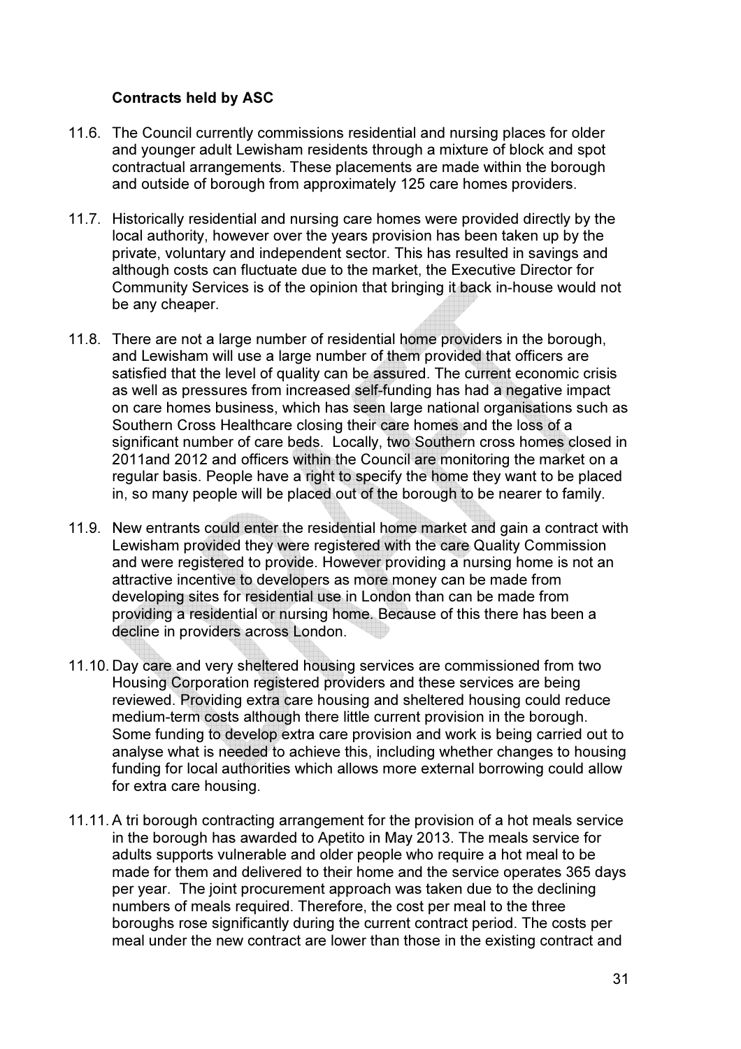**Contracts held by ASC**

11.6. The Council currently commissions residential and nursing places for older and younger adult Lewisham residents through a mixture of block and spot contractual arrangements. These placements are made within the borough and outside of borough from approximately 125 care homes providers.

11.7. Historically residential and nursing care homes were provided directly by the local authority, however over the years provision has been taken up by the private, voluntary and independent sector. This has resulted in savings and although costs can fluctuate due to the market, the Executive Director for Community Services is of the opinion that bringing it back in-house would not be any cheaper.

11.8. There are not a large number of residential home providers in the borough, and Lewisham will use a large number of them provided that officers are satisfied that the level of quality can be assured. The current economic crisis as well as pressures from increased self-funding has had a negative impact on care homes business, which has seen large national organisations such as Southern Cross Healthcare closing their care homes and the loss of a significant number of care beds. Locally, two Southern cross homes closed in 2011and 2012 and officers within the Council are monitoring the market on a regular basis. People have a right to specify the home they want to be placed in, so many people will be placed out of the borough to be nearer to family.

11.9. New entrants could enter the residential home market and gain a contract with Lewisham provided they were registered with the care Quality Commission and were registered to provide. However providing a nursing home is not an attractive incentive to developers as more money can be made from developing sites for residential use in London than can be made from providing a residential or nursing home. Because of this there has been a decline in providers across London.

11.10. Day care and very sheltered housing services are commissioned from two Housing Corporation registered providers and these services are being reviewed. Providing extra care housing and sheltered housing could reduce medium-term costs although there little current provision in the borough. Some funding to develop extra care provision and work is being carried out to analyse what is needed to achieve this, including whether changes to housing funding for local authorities which allows more external borrowing could allow for extra care housing.

11.11. A tri borough contracting arrangement for the provision of a hot meals service in the borough has awarded to Apetito in May 2013. The meals service for adults supports vulnerable and older people who require a hot meal to be made for them and delivered to their home and the service operates 365 days per year. The joint procurement approach was taken due to the declining numbers of meals required. Therefore, the cost per meal to the three boroughs rose significantly during the current contract period. The costs per meal under the new contract are lower than those in the existing contract and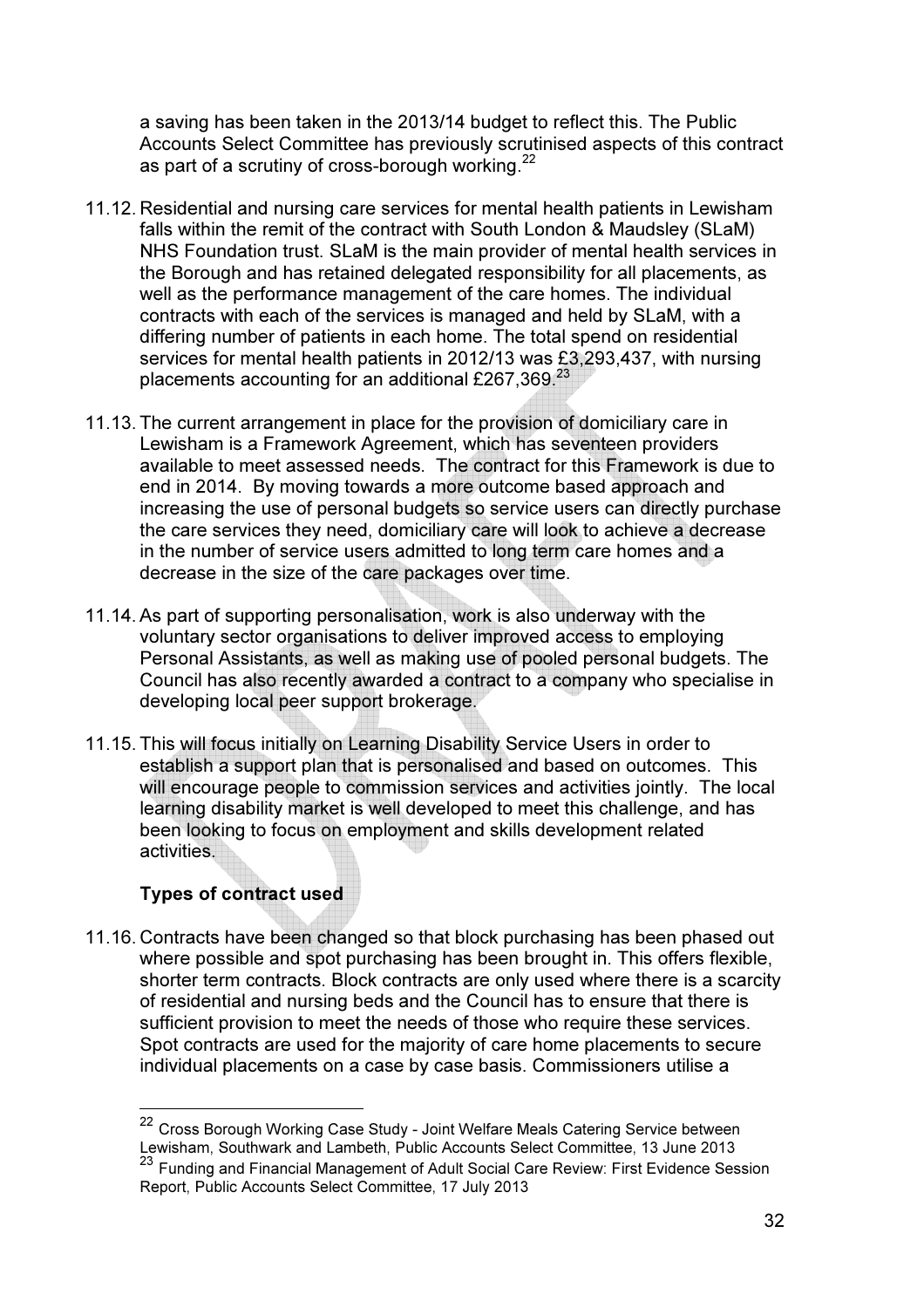a saving has been taken in the 2013/14 budget to reflect this. The Public Accounts Select Committee has previously scrutinised aspects of this contract as part of a scrutiny of cross-borough working.[22]

11.12. Residential and nursing care services for mental health patients in Lewisham falls within the remit of the contract with South London & Maudsley (SLaM) NHS Foundation trust. SLaM is the main provider of mental health services in the Borough and has retained delegated responsibility for all placements, as well as the performance management of the care homes. The individual contracts with each of the services is managed and held by SLaM, with a differing number of patients in each home. The total spend on residential services for mental health patients in 2012/13 was £3,293,437, with nursing placements accounting for an additional £267,369.[23]

11.13. The current arrangement in place for the provision of domiciliary care in Lewisham is a Framework Agreement, which has seventeen providers available to meet assessed needs. The contract for this Framework is due to end in 2014. By moving towards a more outcome based approach and increasing the use of personal budgets so service users can directly purchase the care services they need, domiciliary care will look to achieve a decrease in the number of service users admitted to long term care homes and a decrease in the size of the care packages over time.

11.14. As part of supporting personalisation, work is also underway with the voluntary sector organisations to deliver improved access to employing Personal Assistants, as well as making use of pooled personal budgets. The Council has also recently awarded a contract to a company who specialise in developing local peer support brokerage.

11.15. This will focus initially on Learning Disability Service Users in order to establish a support plan that is personalised and based on outcomes. This will encourage people to commission services and activities jointly. The local learning disability market is well developed to meet this challenge, and has been looking to focus on employment and skills development related activities.

**Types of contract used**

11.16. Contracts have been changed so that block purchasing has been phased out where possible and spot purchasing has been brought in. This offers flexible, shorter term contracts. Block contracts are only used where there is a scarcity of residential and nursing beds and the Council has to ensure that there is sufficient provision to meet the needs of those who require these services. Spot contracts are used for the majority of care home placements to secure individual placements on a case by case basis. Commissioners utilise a

---

[22] Cross Borough Working Case Study - Joint Welfare Meals Catering Service between Lewisham, Southwark and Lambeth, Public Accounts Select Committee, 13 June 2013

[23] Funding and Financial Management of Adult Social Care Review: First Evidence Session Report, Public Accounts Select Committee, 17 July 2013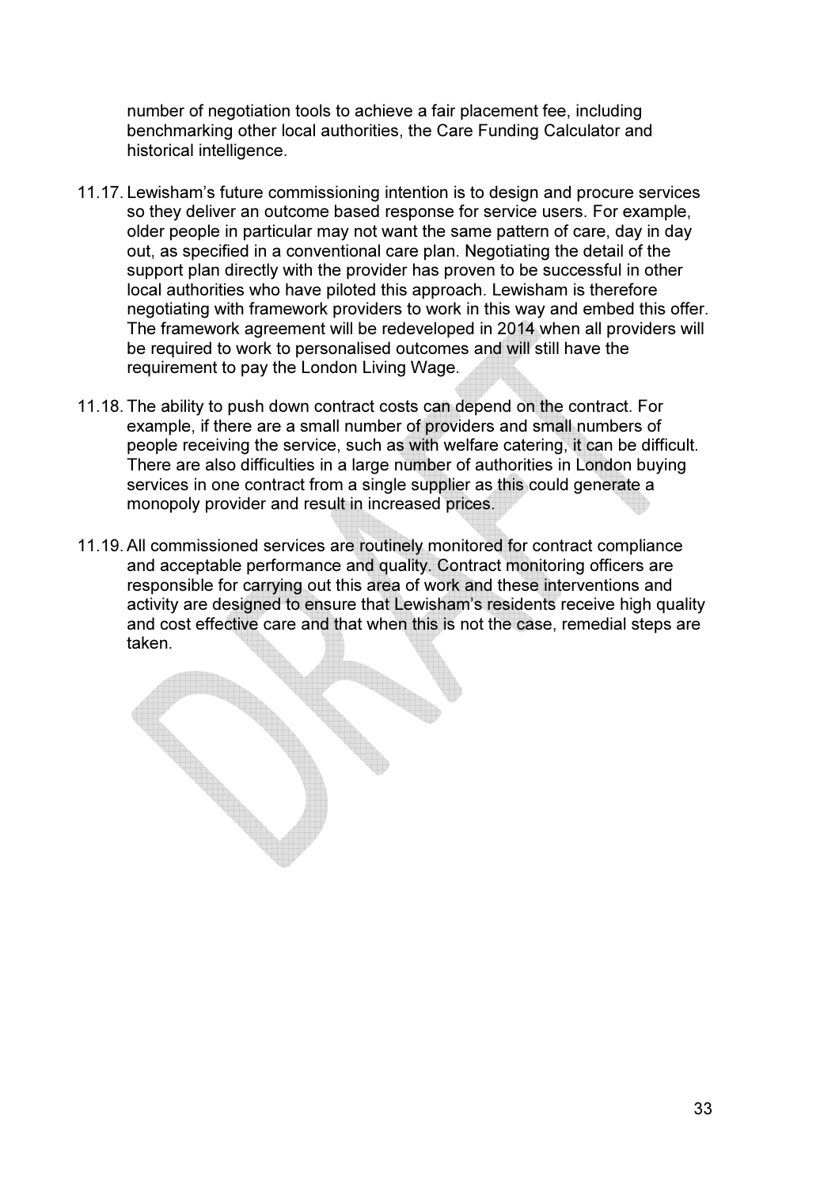number of negotiation tools to achieve a fair placement fee, including benchmarking other local authorities, the Care Funding Calculator and historical intelligence.

11.17. Lewisham's future commissioning intention is to design and procure services so they deliver an outcome based response for service users. For example, older people in particular may not want the same pattern of care, day in day out, as specified in a conventional care plan. Negotiating the detail of the support plan directly with the provider has proven to be successful in other local authorities who have piloted this approach. Lewisham is therefore negotiating with framework providers to work in this way and embed this offer. The framework agreement will be redeveloped in 2014 when all providers will be required to work to personalised outcomes and will still have the requirement to pay the London Living Wage.

11.18. The ability to push down contract costs can depend on the contract. For example, if there are a small number of providers and small numbers of people receiving the service, such as with welfare catering, it can be difficult. There are also difficulties in a large number of authorities in London buying services in one contract from a single supplier as this could generate a monopoly provider and result in increased prices.

11.19. All commissioned services are routinely monitored for contract compliance and acceptable performance and quality. Contract monitoring officers are responsible for carrying out this area of work and these interventions and activity are designed to ensure that Lewisham's residents receive high quality and cost effective care and that when this is not the case, remedial steps are taken.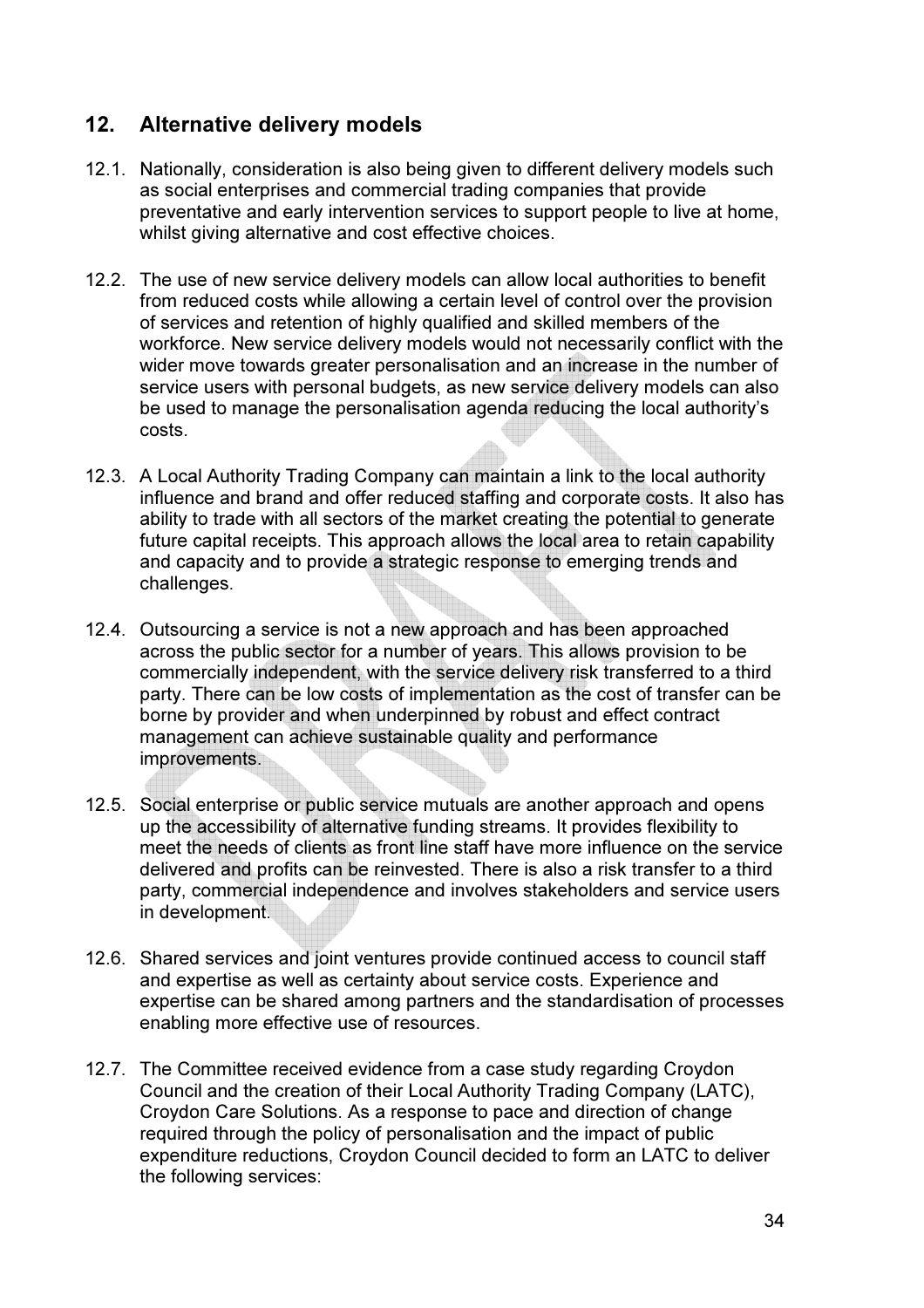## 12. Alternative delivery models

12.1. Nationally, consideration is also being given to different delivery models such as social enterprises and commercial trading companies that provide preventative and early intervention services to support people to live at home, whilst giving alternative and cost effective choices.

12.2. The use of new service delivery models can allow local authorities to benefit from reduced costs while allowing a certain level of control over the provision of services and retention of highly qualified and skilled members of the workforce. New service delivery models would not necessarily conflict with the wider move towards greater personalisation and an increase in the number of service users with personal budgets, as new service delivery models can also be used to manage the personalisation agenda reducing the local authority's costs.

12.3. A Local Authority Trading Company can maintain a link to the local authority influence and brand and offer reduced staffing and corporate costs. It also has ability to trade with all sectors of the market creating the potential to generate future capital receipts. This approach allows the local area to retain capability and capacity and to provide a strategic response to emerging trends and challenges.

12.4. Outsourcing a service is not a new approach and has been approached across the public sector for a number of years. This allows provision to be commercially independent, with the service delivery risk transferred to a third party. There can be low costs of implementation as the cost of transfer can be borne by provider and when underpinned by robust and effect contract management can achieve sustainable quality and performance improvements.

12.5. Social enterprise or public service mutuals are another approach and opens up the accessibility of alternative funding streams. It provides flexibility to meet the needs of clients as front line staff have more influence on the service delivered and profits can be reinvested. There is also a risk transfer to a third party, commercial independence and involves stakeholders and service users in development.

12.6. Shared services and joint ventures provide continued access to council staff and expertise as well as certainty about service costs. Experience and expertise can be shared among partners and the standardisation of processes enabling more effective use of resources.

12.7. The Committee received evidence from a case study regarding Croydon Council and the creation of their Local Authority Trading Company (LATC), Croydon Care Solutions. As a response to pace and direction of change required through the policy of personalisation and the impact of public expenditure reductions, Croydon Council decided to form an LATC to deliver the following services: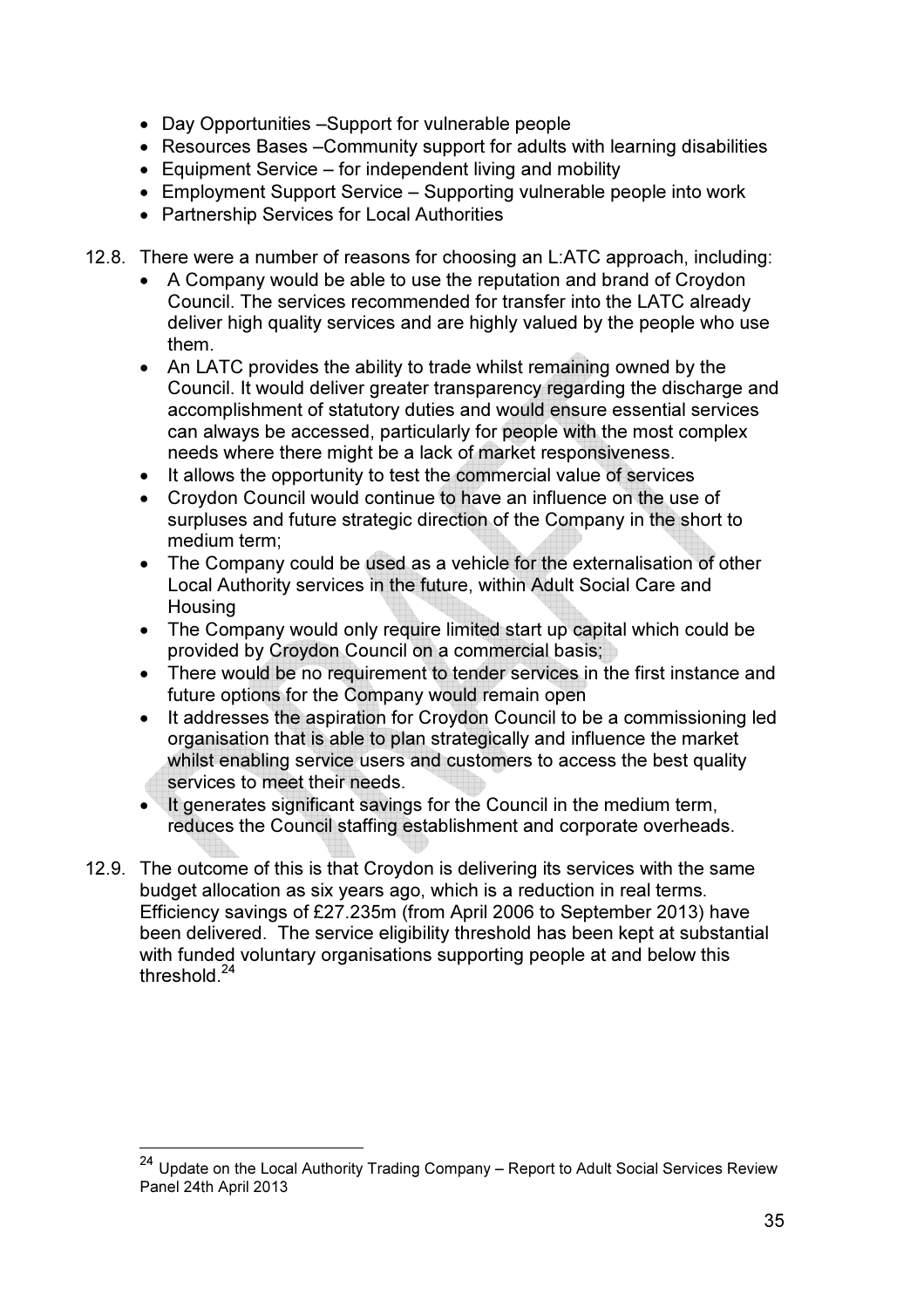- Day Opportunities –Support for vulnerable people
- Resources Bases –Community support for adults with learning disabilities
- Equipment Service – for independent living and mobility
- Employment Support Service – Supporting vulnerable people into work
- Partnership Services for Local Authorities

12.8. There were a number of reasons for choosing an L:ATC approach, including:

- A Company would be able to use the reputation and brand of Croydon Council. The services recommended for transfer into the LATC already deliver high quality services and are highly valued by the people who use them.
- An LATC provides the ability to trade whilst remaining owned by the Council. It would deliver greater transparency regarding the discharge and accomplishment of statutory duties and would ensure essential services can always be accessed, particularly for people with the most complex needs where there might be a lack of market responsiveness.
- It allows the opportunity to test the commercial value of services
- Croydon Council would continue to have an influence on the use of surpluses and future strategic direction of the Company in the short to medium term;
- The Company could be used as a vehicle for the externalisation of other Local Authority services in the future, within Adult Social Care and Housing
- The Company would only require limited start up capital which could be provided by Croydon Council on a commercial basis;
- There would be no requirement to tender services in the first instance and future options for the Company would remain open
- It addresses the aspiration for Croydon Council to be a commissioning led organisation that is able to plan strategically and influence the market whilst enabling service users and customers to access the best quality services to meet their needs.
- It generates significant savings for the Council in the medium term, reduces the Council staffing establishment and corporate overheads.

12.9. The outcome of this is that Croydon is delivering its services with the same budget allocation as six years ago, which is a reduction in real terms. Efficiency savings of £27.235m (from April 2006 to September 2013) have been delivered. The service eligibility threshold has been kept at substantial with funded voluntary organisations supporting people at and below this threshold.[24]

[24] Update on the Local Authority Trading Company – Report to Adult Social Services Review Panel 24th April 2013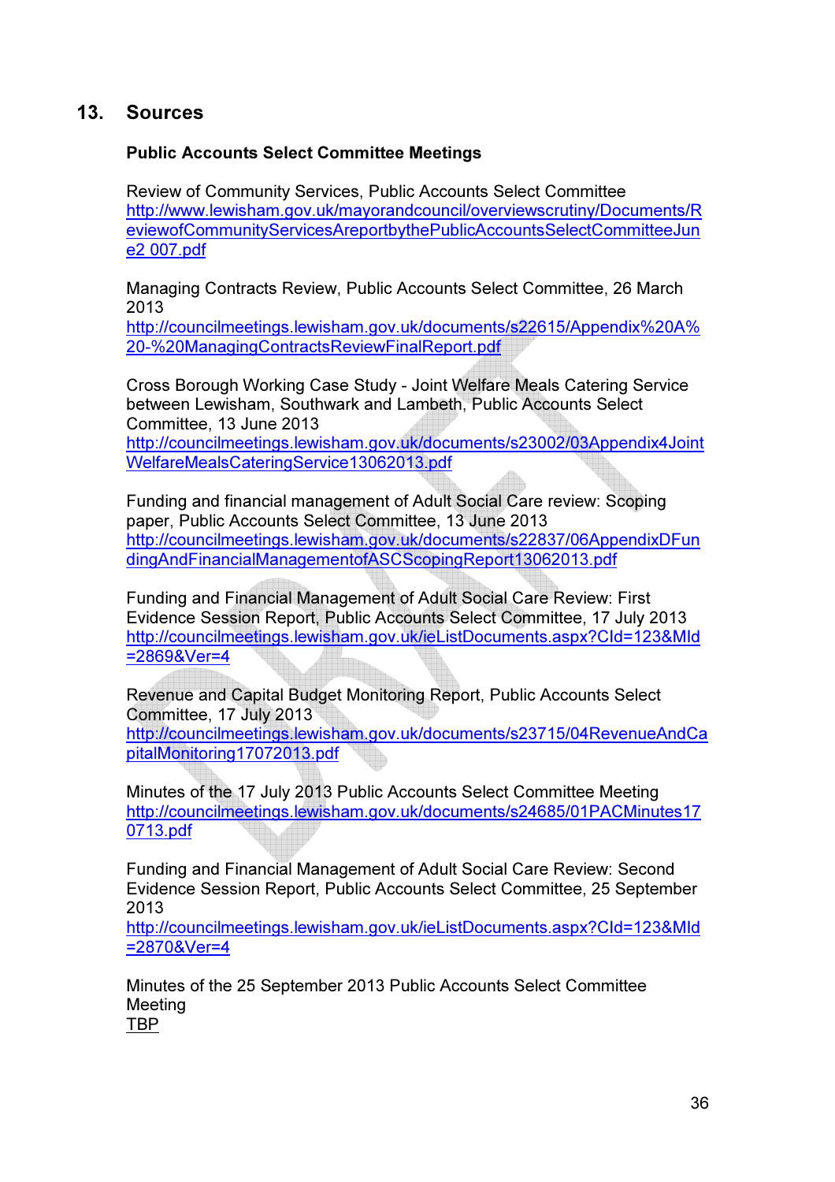## 13. Sources

**Public Accounts Select Committee Meetings**

Review of Community Services, Public Accounts Select Committee
http://www.lewisham.gov.uk/mayorandcouncil/overviewscrutiny/Documents/ReviewofCommunityServicesAreportbythePublicAccountsSelectCommitteeJune2 007.pdf

Managing Contracts Review, Public Accounts Select Committee, 26 March 2013
http://councilmeetings.lewisham.gov.uk/documents/s22615/Appendix%20A%20-%20ManagingContractsReviewFinalReport.pdf

Cross Borough Working Case Study - Joint Welfare Meals Catering Service between Lewisham, Southwark and Lambeth, Public Accounts Select Committee, 13 June 2013
http://councilmeetings.lewisham.gov.uk/documents/s23002/03Appendix4JointWelfareMealsCateringService13062013.pdf

Funding and financial management of Adult Social Care review: Scoping paper, Public Accounts Select Committee, 13 June 2013
http://councilmeetings.lewisham.gov.uk/documents/s22837/06AppendixDFundingAndFinancialManagementofASCScopingReport13062013.pdf

Funding and Financial Management of Adult Social Care Review: First Evidence Session Report, Public Accounts Select Committee, 17 July 2013
http://councilmeetings.lewisham.gov.uk/ieListDocuments.aspx?CId=123&MId=2869&Ver=4

Revenue and Capital Budget Monitoring Report, Public Accounts Select Committee, 17 July 2013
http://councilmeetings.lewisham.gov.uk/documents/s23715/04RevenueAndCapitalMonitoring17072013.pdf

Minutes of the 17 July 2013 Public Accounts Select Committee Meeting
http://councilmeetings.lewisham.gov.uk/documents/s24685/01PACMinutes170713.pdf

Funding and Financial Management of Adult Social Care Review: Second Evidence Session Report, Public Accounts Select Committee, 25 September 2013
http://councilmeetings.lewisham.gov.uk/ieListDocuments.aspx?CId=123&MId=2870&Ver=4

Minutes of the 25 September 2013 Public Accounts Select Committee Meeting
TBP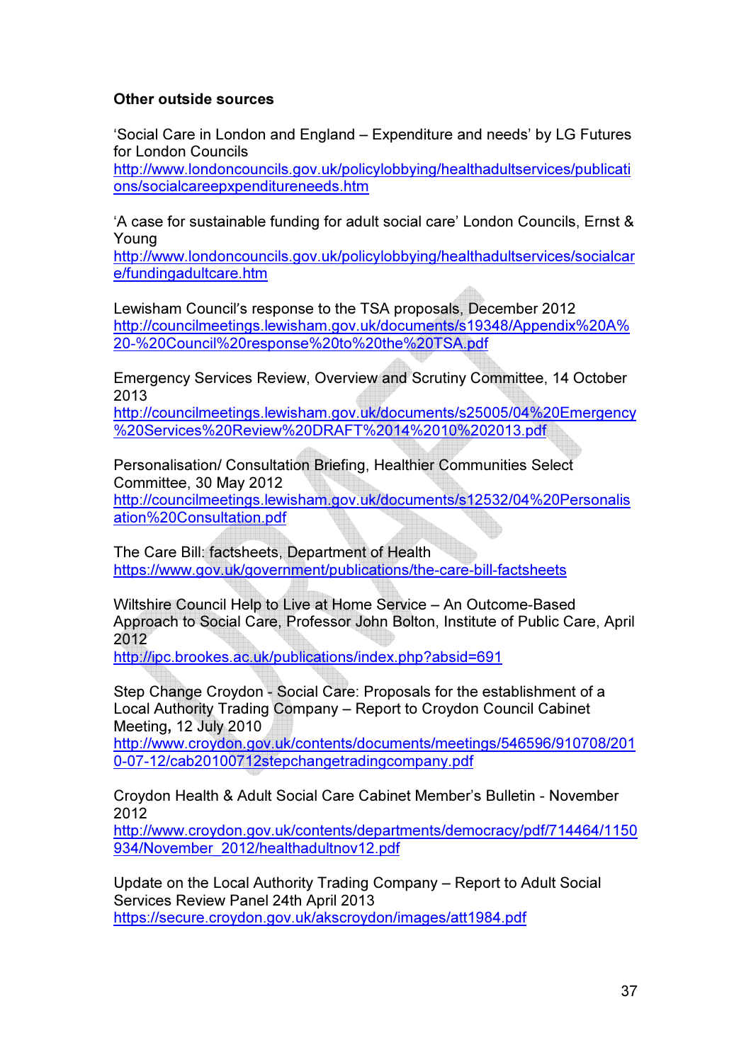**Other outside sources**

'Social Care in London and England – Expenditure and needs' by LG Futures for London Councils
http://www.londoncouncils.gov.uk/policylobbying/healthadultservices/publications/socialcareepxpenditureneeds.htm

'A case for sustainable funding for adult social care' London Councils, Ernst & Young
http://www.londoncouncils.gov.uk/policylobbying/healthadultservices/socialcare/fundingadultcare.htm

Lewisham Council's response to the TSA proposals, December 2012
http://councilmeetings.lewisham.gov.uk/documents/s19348/Appendix%20A%20-%20Council%20response%20to%20the%20TSA.pdf

Emergency Services Review, Overview and Scrutiny Committee, 14 October 2013
http://councilmeetings.lewisham.gov.uk/documents/s25005/04%20Emergency%20Services%20Review%20DRAFT%2014%2010%202013.pdf

Personalisation/ Consultation Briefing, Healthier Communities Select Committee, 30 May 2012
http://councilmeetings.lewisham.gov.uk/documents/s12532/04%20Personalisation%20Consultation.pdf

The Care Bill: factsheets, Department of Health
https://www.gov.uk/government/publications/the-care-bill-factsheets

Wiltshire Council Help to Live at Home Service – An Outcome-Based Approach to Social Care, Professor John Bolton, Institute of Public Care, April 2012
http://ipc.brookes.ac.uk/publications/index.php?absid=691

Step Change Croydon - Social Care: Proposals for the establishment of a Local Authority Trading Company – Report to Croydon Council Cabinet Meeting, 12 July 2010
http://www.croydon.gov.uk/contents/documents/meetings/546596/910708/2010-07-12/cab20100712stepchangetradingcompany.pdf

Croydon Health & Adult Social Care Cabinet Member's Bulletin - November 2012
http://www.croydon.gov.uk/contents/departments/democracy/pdf/714464/1150934/November_2012/healthadultnov12.pdf

Update on the Local Authority Trading Company – Report to Adult Social Services Review Panel 24th April 2013
https://secure.croydon.gov.uk/akscroydon/images/att1984.pdf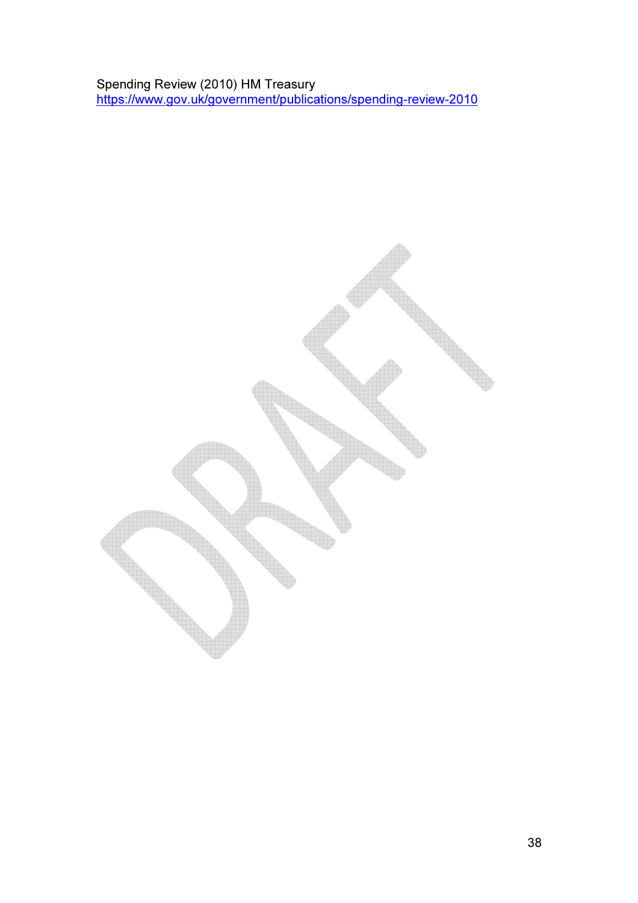Spending Review (2010) HM Treasury
https://www.gov.uk/government/publications/spending-review-2010